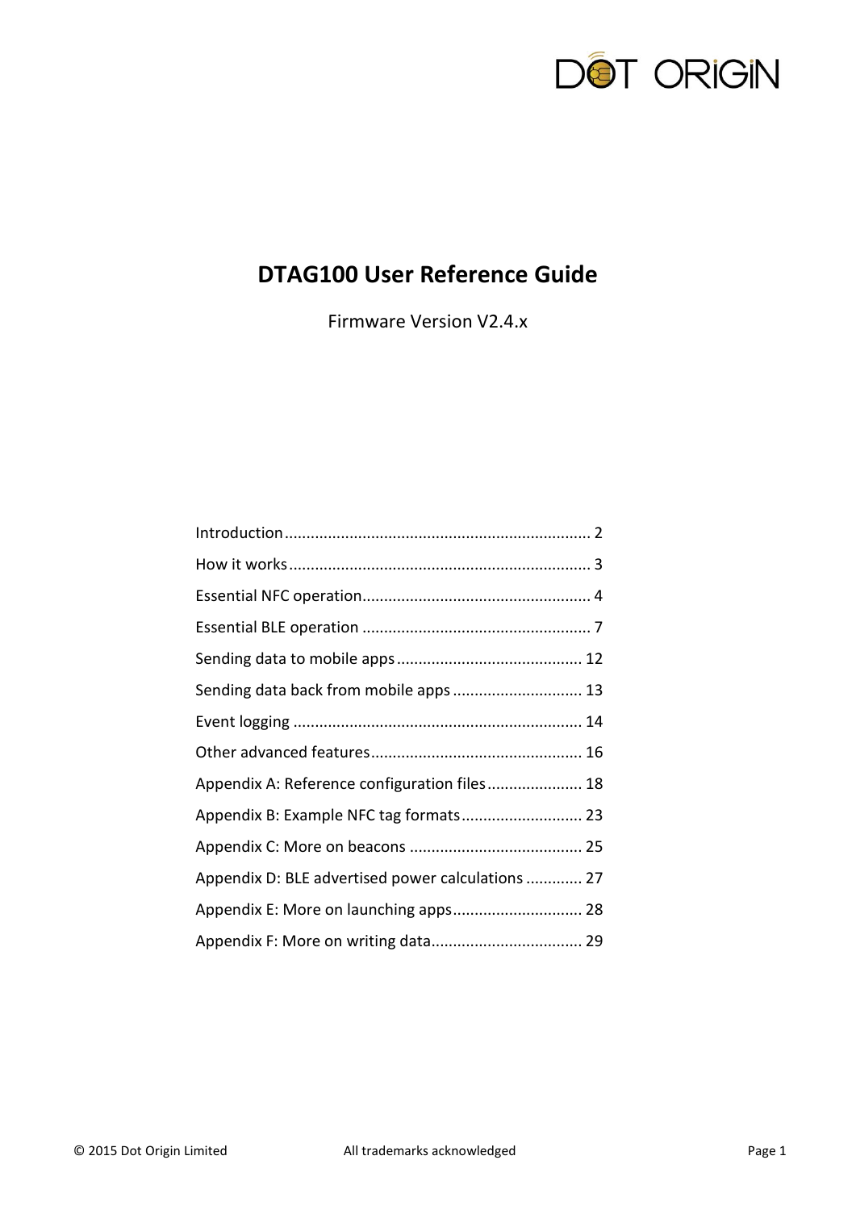# DTAG100 User Reference Guide

Firmware Version V2.4.x

Introduction ........................................................................ 2

How it works ........................................................................ 3

Essential NFC operation ........................................................ 4

Essential BLE operation ........................................................ 7

Sending data to mobile apps ................................................ 12

Sending data back from mobile apps .................................... 13

Event logging ...................................................................... 14

Other advanced features ...................................................... 16

Appendix A: Reference configuration files ........................... 18

Appendix B: Example NFC tag formats ................................. 23

Appendix C: More on beacons .............................................. 25

Appendix D: BLE advertised power calculations .................. 27

Appendix E: More on launching apps .................................. 28

Appendix F: More on writing data ........................................ 29

© 2015 Dot Origin Limited All trademarks acknowledged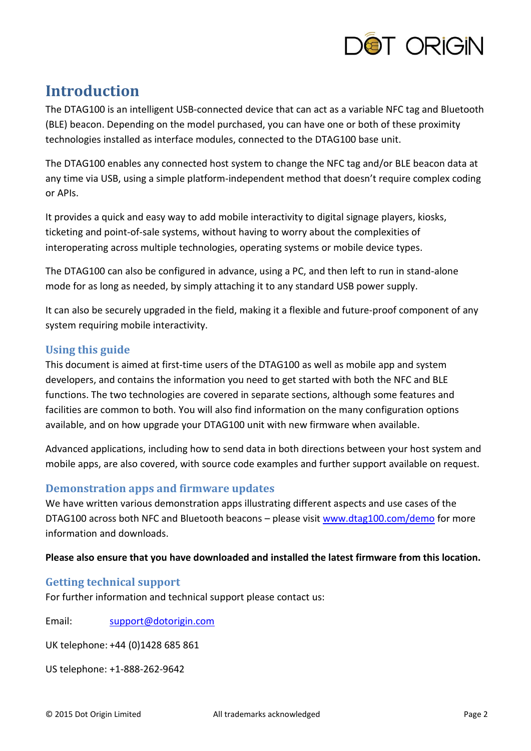# Introduction

The DTAG100 is an intelligent USB-connected device that can act as a variable NFC tag and Bluetooth (BLE) beacon. Depending on the model purchased, you can have one or both of these proximity technologies installed as interface modules, connected to the DTAG100 base unit.

The DTAG100 enables any connected host system to change the NFC tag and/or BLE beacon data at any time via USB, using a simple platform-independent method that doesn't require complex coding or APIs.

It provides a quick and easy way to add mobile interactivity to digital signage players, kiosks, ticketing and point-of-sale systems, without having to worry about the complexities of interoperating across multiple technologies, operating systems or mobile device types.

The DTAG100 can also be configured in advance, using a PC, and then left to run in stand-alone mode for as long as needed, by simply attaching it to any standard USB power supply.

It can also be securely upgraded in the field, making it a flexible and future-proof component of any system requiring mobile interactivity.

## Using this guide

This document is aimed at first-time users of the DTAG100 as well as mobile app and system developers, and contains the information you need to get started with both the NFC and BLE functions. The two technologies are covered in separate sections, although some features and facilities are common to both. You will also find information on the many configuration options available, and on how upgrade your DTAG100 unit with new firmware when available.

Advanced applications, including how to send data in both directions between your host system and mobile apps, are also covered, with source code examples and further support available on request.

## Demonstration apps and firmware updates

We have written various demonstration apps illustrating different aspects and use cases of the DTAG100 across both NFC and Bluetooth beacons – please visit [www.dtag100.com/demo](www.dtag100.com/demo) for more information and downloads.

**Please also ensure that you have downloaded and installed the latest firmware from this location.**

## Getting technical support

For further information and technical support please contact us:

Email: support@dotorigin.com

UK telephone: +44 (0)1428 685 861

US telephone: +1-888-262-9642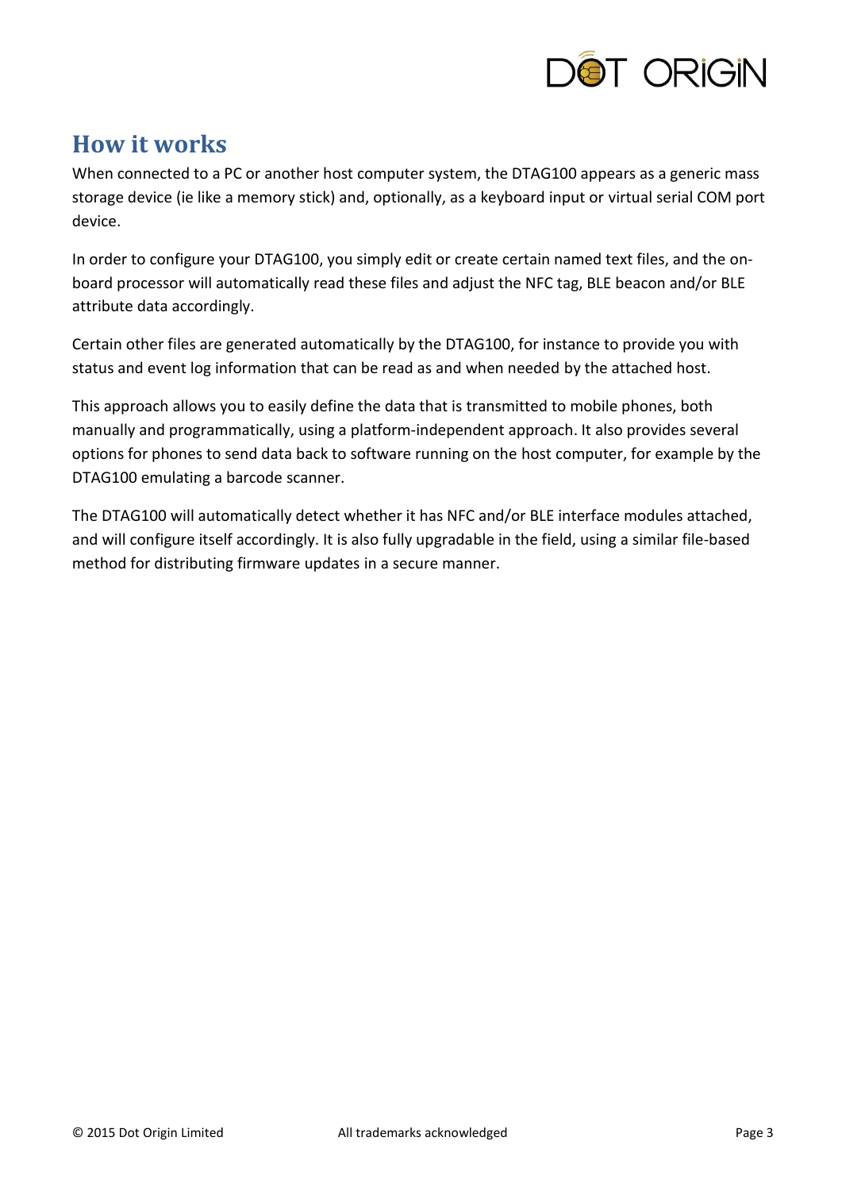## How it works

When connected to a PC or another host computer system, the DTAG100 appears as a generic mass storage device (ie like a memory stick) and, optionally, as a keyboard input or virtual serial COM port device.

In order to configure your DTAG100, you simply edit or create certain named text files, and the on-board processor will automatically read these files and adjust the NFC tag, BLE beacon and/or BLE attribute data accordingly.

Certain other files are generated automatically by the DTAG100, for instance to provide you with status and event log information that can be read as and when needed by the attached host.

This approach allows you to easily define the data that is transmitted to mobile phones, both manually and programmatically, using a platform-independent approach. It also provides several options for phones to send data back to software running on the host computer, for example by the DTAG100 emulating a barcode scanner.

The DTAG100 will automatically detect whether it has NFC and/or BLE interface modules attached, and will configure itself accordingly. It is also fully upgradable in the field, using a similar file-based method for distributing firmware updates in a secure manner.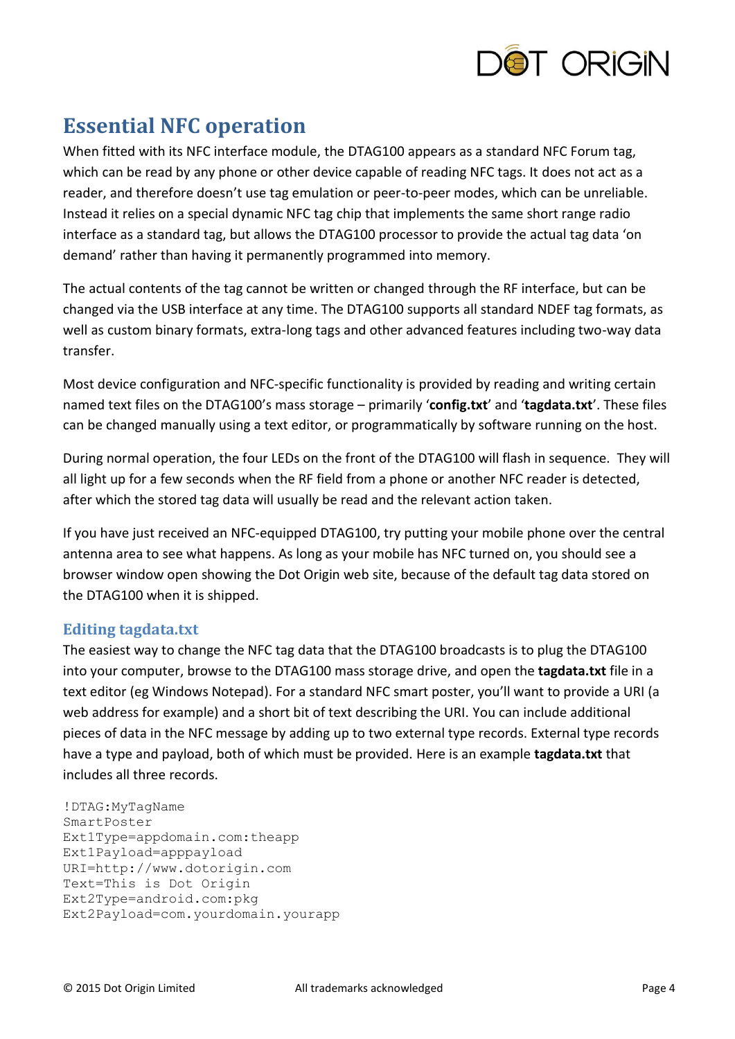# Essential NFC operation

When fitted with its NFC interface module, the DTAG100 appears as a standard NFC Forum tag, which can be read by any phone or other device capable of reading NFC tags. It does not act as a reader, and therefore doesn't use tag emulation or peer-to-peer modes, which can be unreliable. Instead it relies on a special dynamic NFC tag chip that implements the same short range radio interface as a standard tag, but allows the DTAG100 processor to provide the actual tag data 'on demand' rather than having it permanently programmed into memory.

The actual contents of the tag cannot be written or changed through the RF interface, but can be changed via the USB interface at any time. The DTAG100 supports all standard NDEF tag formats, as well as custom binary formats, extra-long tags and other advanced features including two-way data transfer.

Most device configuration and NFC-specific functionality is provided by reading and writing certain named text files on the DTAG100's mass storage – primarily '**config.txt**' and '**tagdata.txt**'. These files can be changed manually using a text editor, or programmatically by software running on the host.

During normal operation, the four LEDs on the front of the DTAG100 will flash in sequence. They will all light up for a few seconds when the RF field from a phone or another NFC reader is detected, after which the stored tag data will usually be read and the relevant action taken.

If you have just received an NFC-equipped DTAG100, try putting your mobile phone over the central antenna area to see what happens. As long as your mobile has NFC turned on, you should see a browser window open showing the Dot Origin web site, because of the default tag data stored on the DTAG100 when it is shipped.

## Editing tagdata.txt

The easiest way to change the NFC tag data that the DTAG100 broadcasts is to plug the DTAG100 into your computer, browse to the DTAG100 mass storage drive, and open the **tagdata.txt** file in a text editor (eg Windows Notepad). For a standard NFC smart poster, you'll want to provide a URI (a web address for example) and a short bit of text describing the URI. You can include additional pieces of data in the NFC message by adding up to two external type records. External type records have a type and payload, both of which must be provided. Here is an example **tagdata.txt** that includes all three records.

```
!DTAG:MyTagName
SmartPoster
Ext1Type=appdomain.com:theapp
Ext1Payload=apppayload
URI=http://www.dotorigin.com
Text=This is Dot Origin
Ext2Type=android.com:pkg
Ext2Payload=com.yourdomain.yourapp
```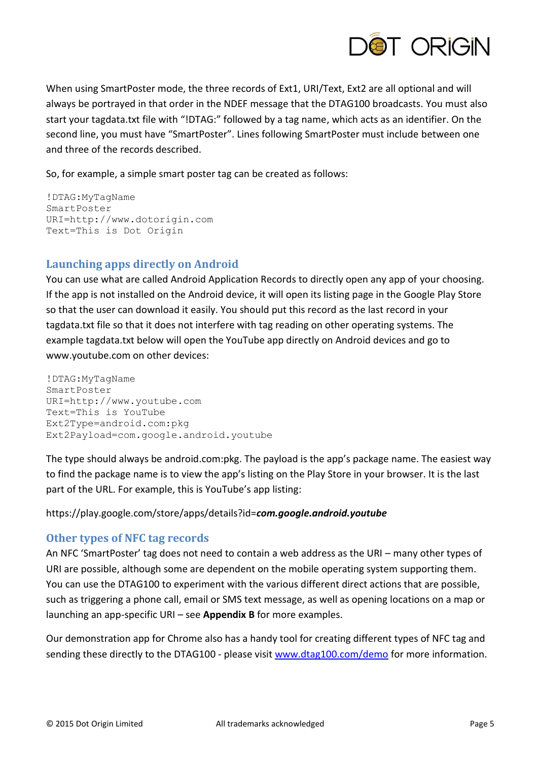When using SmartPoster mode, the three records of Ext1, URI/Text, Ext2 are all optional and will always be portrayed in that order in the NDEF message that the DTAG100 broadcasts. You must also start your tagdata.txt file with "!DTAG:" followed by a tag name, which acts as an identifier. On the second line, you must have "SmartPoster". Lines following SmartPoster must include between one and three of the records described.

So, for example, a simple smart poster tag can be created as follows:

```
!DTAG:MyTagName
SmartPoster
URI=http://www.dotorigin.com
Text=This is Dot Origin
```

## Launching apps directly on Android

You can use what are called Android Application Records to directly open any app of your choosing. If the app is not installed on the Android device, it will open its listing page in the Google Play Store so that the user can download it easily. You should put this record as the last record in your tagdata.txt file so that it does not interfere with tag reading on other operating systems. The example tagdata.txt below will open the YouTube app directly on Android devices and go to www.youtube.com on other devices:

```
!DTAG:MyTagName
SmartPoster
URI=http://www.youtube.com
Text=This is YouTube
Ext2Type=android.com:pkg
Ext2Payload=com.google.android.youtube
```

The type should always be android.com:pkg. The payload is the app's package name. The easiest way to find the package name is to view the app's listing on the Play Store in your browser. It is the last part of the URL. For example, this is YouTube's app listing:

https://play.google.com/store/apps/details?id=***com.google.android.youtube***

## Other types of NFC tag records

An NFC 'SmartPoster' tag does not need to contain a web address as the URI – many other types of URI are possible, although some are dependent on the mobile operating system supporting them. You can use the DTAG100 to experiment with the various different direct actions that are possible, such as triggering a phone call, email or SMS text message, as well as opening locations on a map or launching an app-specific URI – see **Appendix B** for more examples.

Our demonstration app for Chrome also has a handy tool for creating different types of NFC tag and sending these directly to the DTAG100 - please visit [www.dtag100.com/demo](www.dtag100.com/demo) for more information.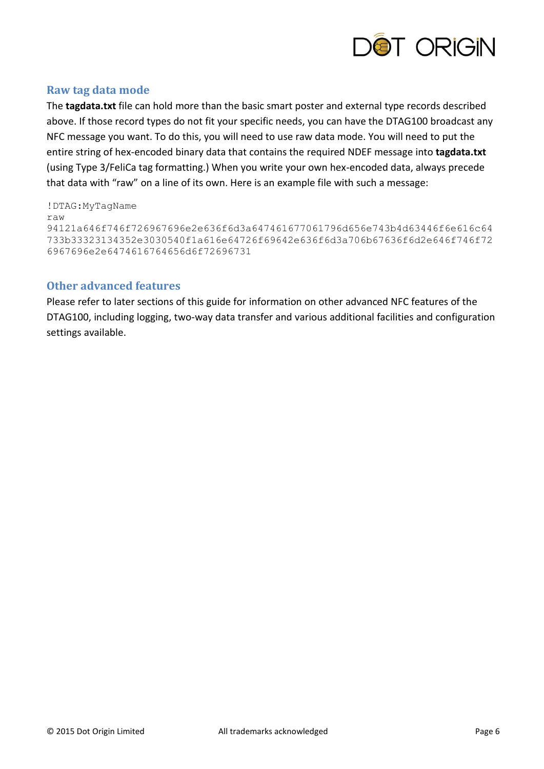## Raw tag data mode

The **tagdata.txt** file can hold more than the basic smart poster and external type records described above. If those record types do not fit your specific needs, you can have the DTAG100 broadcast any NFC message you want. To do this, you will need to use raw data mode. You will need to put the entire string of hex-encoded binary data that contains the required NDEF message into **tagdata.txt** (using Type 3/FeliCa tag formatting.) When you write your own hex-encoded data, always precede that data with “raw” on a line of its own. Here is an example file with such a message:

```
!DTAG:MyTagName
raw
94121a646f746f726967696e2e636f6d3a647461677061796d656e743b4d63446f6e616c64
733b33323134352e3030540f1a616e64726f69642e636f6d3a706b67636f6d2e646f746f72
6967696e2e6474616764656d6f72696731
```

## Other advanced features

Please refer to later sections of this guide for information on other advanced NFC features of the DTAG100, including logging, two-way data transfer and various additional facilities and configuration settings available.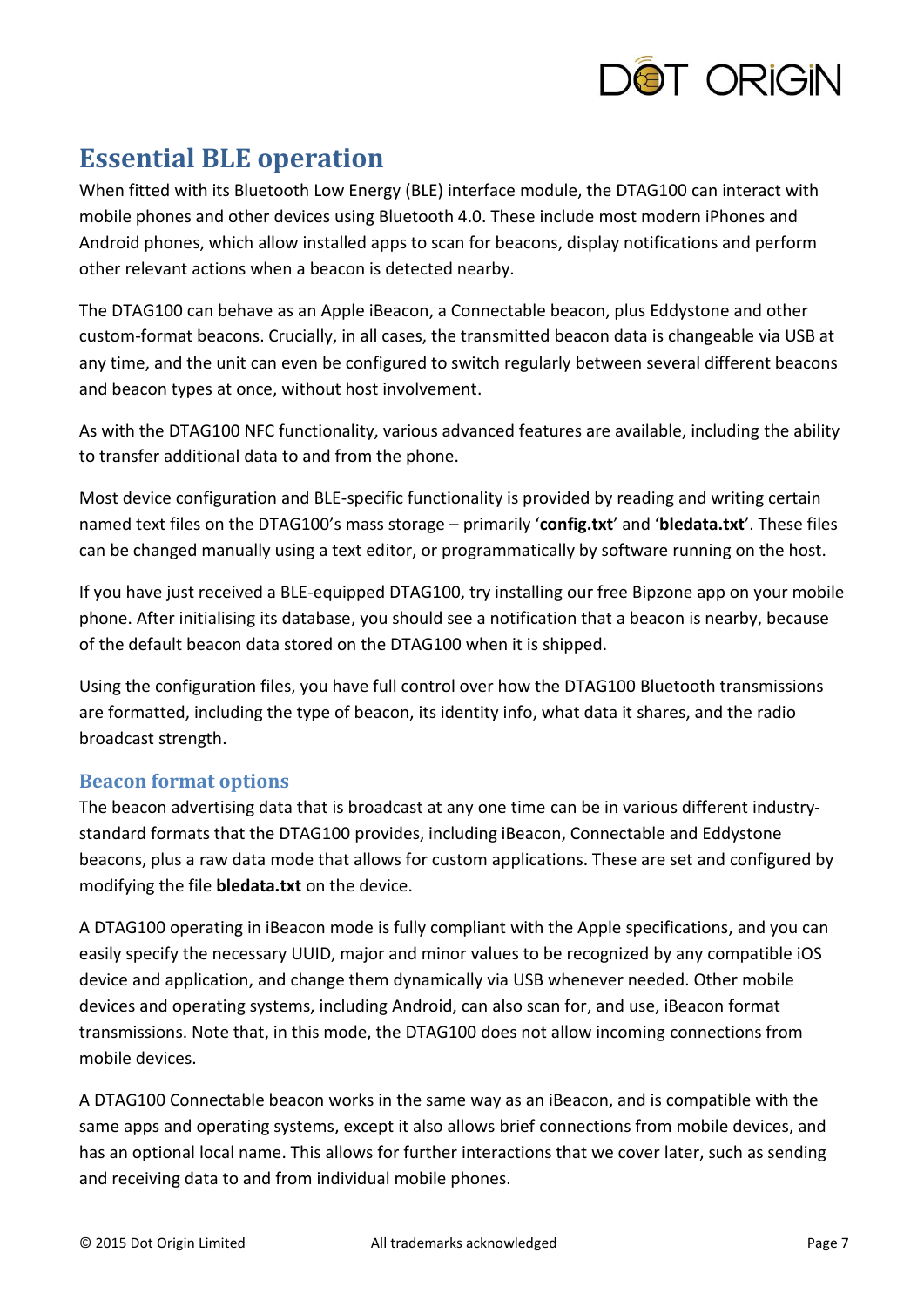## Essential BLE operation

When fitted with its Bluetooth Low Energy (BLE) interface module, the DTAG100 can interact with mobile phones and other devices using Bluetooth 4.0. These include most modern iPhones and Android phones, which allow installed apps to scan for beacons, display notifications and perform other relevant actions when a beacon is detected nearby.

The DTAG100 can behave as an Apple iBeacon, a Connectable beacon, plus Eddystone and other custom-format beacons. Crucially, in all cases, the transmitted beacon data is changeable via USB at any time, and the unit can even be configured to switch regularly between several different beacons and beacon types at once, without host involvement.

As with the DTAG100 NFC functionality, various advanced features are available, including the ability to transfer additional data to and from the phone.

Most device configuration and BLE-specific functionality is provided by reading and writing certain named text files on the DTAG100's mass storage – primarily '**config.txt**' and '**bledata.txt**'. These files can be changed manually using a text editor, or programmatically by software running on the host.

If you have just received a BLE-equipped DTAG100, try installing our free Bipzone app on your mobile phone. After initialising its database, you should see a notification that a beacon is nearby, because of the default beacon data stored on the DTAG100 when it is shipped.

Using the configuration files, you have full control over how the DTAG100 Bluetooth transmissions are formatted, including the type of beacon, its identity info, what data it shares, and the radio broadcast strength.

### Beacon format options

The beacon advertising data that is broadcast at any one time can be in various different industry-standard formats that the DTAG100 provides, including iBeacon, Connectable and Eddystone beacons, plus a raw data mode that allows for custom applications. These are set and configured by modifying the file **bledata.txt** on the device.

A DTAG100 operating in iBeacon mode is fully compliant with the Apple specifications, and you can easily specify the necessary UUID, major and minor values to be recognized by any compatible iOS device and application, and change them dynamically via USB whenever needed. Other mobile devices and operating systems, including Android, can also scan for, and use, iBeacon format transmissions. Note that, in this mode, the DTAG100 does not allow incoming connections from mobile devices.

A DTAG100 Connectable beacon works in the same way as an iBeacon, and is compatible with the same apps and operating systems, except it also allows brief connections from mobile devices, and has an optional local name. This allows for further interactions that we cover later, such as sending and receiving data to and from individual mobile phones.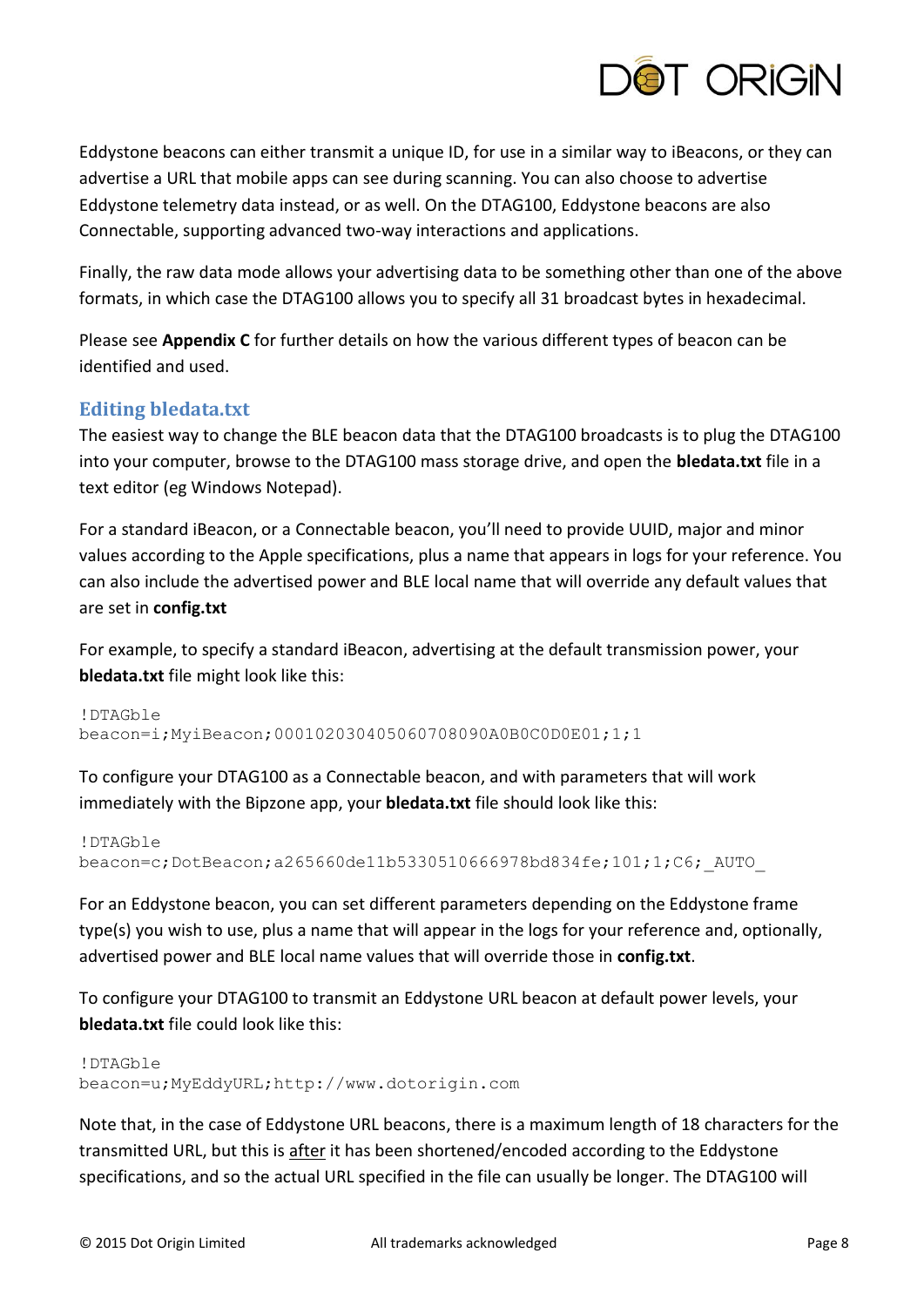Eddystone beacons can either transmit a unique ID, for use in a similar way to iBeacons, or they can advertise a URL that mobile apps can see during scanning. You can also choose to advertise Eddystone telemetry data instead, or as well. On the DTAG100, Eddystone beacons are also Connectable, supporting advanced two-way interactions and applications.

Finally, the raw data mode allows your advertising data to be something other than one of the above formats, in which case the DTAG100 allows you to specify all 31 broadcast bytes in hexadecimal.

Please see **Appendix C** for further details on how the various different types of beacon can be identified and used.

### Editing bledata.txt

The easiest way to change the BLE beacon data that the DTAG100 broadcasts is to plug the DTAG100 into your computer, browse to the DTAG100 mass storage drive, and open the **bledata.txt** file in a text editor (eg Windows Notepad).

For a standard iBeacon, or a Connectable beacon, you'll need to provide UUID, major and minor values according to the Apple specifications, plus a name that appears in logs for your reference. You can also include the advertised power and BLE local name that will override any default values that are set in **config.txt**

For example, to specify a standard iBeacon, advertising at the default transmission power, your **bledata.txt** file might look like this:

```
!DTAGble
beacon=i;MyiBeacon;000102030405060708090A0B0C0D0E01;1;1
```

To configure your DTAG100 as a Connectable beacon, and with parameters that will work immediately with the Bipzone app, your **bledata.txt** file should look like this:

```
!DTAGble
beacon=c;DotBeacon;a265660de11b5330510666978bd834fe;101;1;C6;_AUTO_
```

For an Eddystone beacon, you can set different parameters depending on the Eddystone frame type(s) you wish to use, plus a name that will appear in the logs for your reference and, optionally, advertised power and BLE local name values that will override those in **config.txt**.

To configure your DTAG100 to transmit an Eddystone URL beacon at default power levels, your **bledata.txt** file could look like this:

```
!DTAGble
beacon=u;MyEddyURL;http://www.dotorigin.com
```

Note that, in the case of Eddystone URL beacons, there is a maximum length of 18 characters for the transmitted URL, but this is after it has been shortened/encoded according to the Eddystone specifications, and so the actual URL specified in the file can usually be longer. The DTAG100 will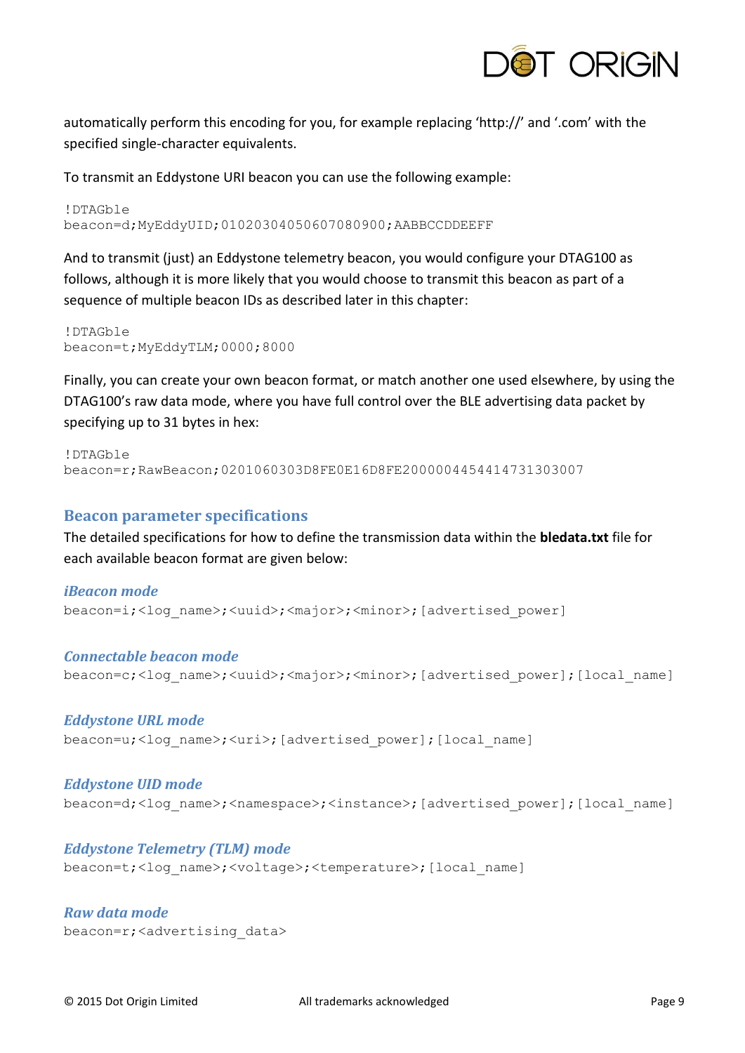automatically perform this encoding for you, for example replacing 'http://' and '.com' with the specified single-character equivalents.

To transmit an Eddystone URI beacon you can use the following example:

```
!DTAGble
beacon=d;MyEddyUID;01020304050607080900;AABBCCDDEEFF
```

And to transmit (just) an Eddystone telemetry beacon, you would configure your DTAG100 as follows, although it is more likely that you would choose to transmit this beacon as part of a sequence of multiple beacon IDs as described later in this chapter:

```
!DTAGble
beacon=t;MyEddyTLM;0000;8000
```

Finally, you can create your own beacon format, or match another one used elsewhere, by using the DTAG100's raw data mode, where you have full control over the BLE advertising data packet by specifying up to 31 bytes in hex:

```
!DTAGble
beacon=r;RawBeacon;0201060303D8FE0E16D8FE200000445441473130300 7
```

## Beacon parameter specifications

The detailed specifications for how to define the transmission data within the **bledata.txt** file for each available beacon format are given below:

### *iBeacon mode*

```
beacon=i;<log_name>;<uuid>;<major>;<minor>;[advertised_power]
```

### *Connectable beacon mode*

```
beacon=c;<log_name>;<uuid>;<major>;<minor>;[advertised_power];[local_name]
```

### *Eddystone URL mode*

```
beacon=u;<log_name>;<uri>;[advertised_power];[local_name]
```

### *Eddystone UID mode*

```
beacon=d;<log_name>;<namespace>;<instance>;[advertised_power];[local_name]
```

### *Eddystone Telemetry (TLM) mode*

```
beacon=t;<log_name>;<voltage>;<temperature>;[local_name]
```

### *Raw data mode*

```
beacon=r;<advertising_data>
```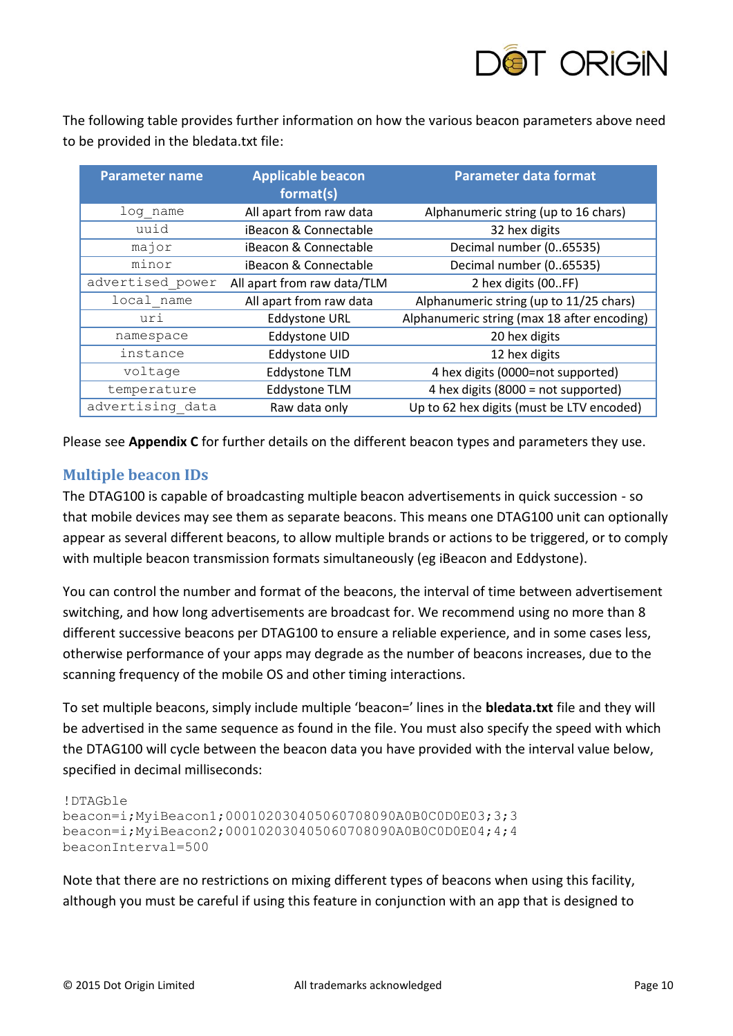The following table provides further information on how the various beacon parameters above need to be provided in the bledata.txt file:

| Parameter name | Applicable beacon format(s) | Parameter data format |
|---|---|---|
| `log_name` | All apart from raw data | Alphanumeric string (up to 16 chars) |
| `uuid` | iBeacon & Connectable | 32 hex digits |
| `major` | iBeacon & Connectable | Decimal number (0..65535) |
| `minor` | iBeacon & Connectable | Decimal number (0..65535) |
| `advertised_power` | All apart from raw data/TLM | 2 hex digits (00..FF) |
| `local_name` | All apart from raw data | Alphanumeric string (up to 11/25 chars) |
| `uri` | Eddystone URL | Alphanumeric string (max 18 after encoding) |
| `namespace` | Eddystone UID | 20 hex digits |
| `instance` | Eddystone UID | 12 hex digits |
| `voltage` | Eddystone TLM | 4 hex digits (0000=not supported) |
| `temperature` | Eddystone TLM | 4 hex digits (8000 = not supported) |
| `advertising_data` | Raw data only | Up to 62 hex digits (must be LTV encoded) |

Please see **Appendix C** for further details on the different beacon types and parameters they use.

## Multiple beacon IDs

The DTAG100 is capable of broadcasting multiple beacon advertisements in quick succession - so that mobile devices may see them as separate beacons. This means one DTAG100 unit can optionally appear as several different beacons, to allow multiple brands or actions to be triggered, or to comply with multiple beacon transmission formats simultaneously (eg iBeacon and Eddystone).

You can control the number and format of the beacons, the interval of time between advertisement switching, and how long advertisements are broadcast for. We recommend using no more than 8 different successive beacons per DTAG100 to ensure a reliable experience, and in some cases less, otherwise performance of your apps may degrade as the number of beacons increases, due to the scanning frequency of the mobile OS and other timing interactions.

To set multiple beacons, simply include multiple 'beacon=' lines in the **bledata.txt** file and they will be advertised in the same sequence as found in the file. You must also specify the speed with which the DTAG100 will cycle between the beacon data you have provided with the interval value below, specified in decimal milliseconds:

```
!DTAGble
beacon=i;MyiBeacon1;000102030405060708090A0B0C0D0E03;3;3
beacon=i;MyiBeacon2;000102030405060708090A0B0C0D0E04;4;4
beaconInterval=500
```

Note that there are no restrictions on mixing different types of beacons when using this facility, although you must be careful if using this feature in conjunction with an app that is designed to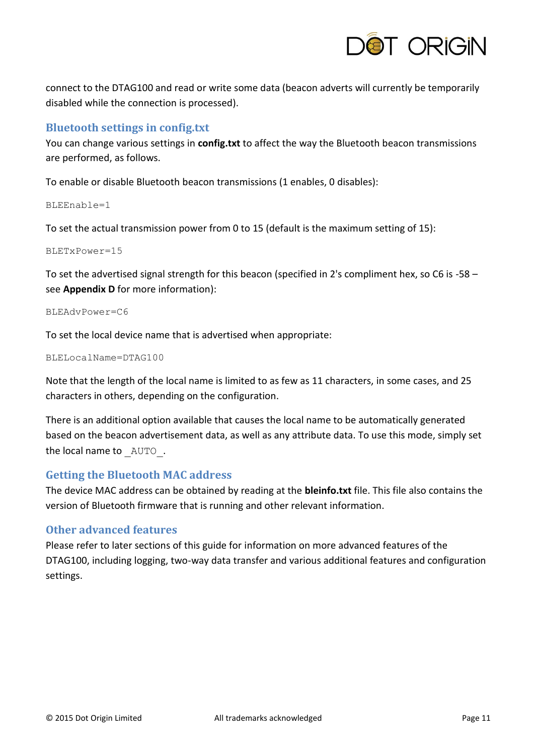connect to the DTAG100 and read or write some data (beacon adverts will currently be temporarily disabled while the connection is processed).

## Bluetooth settings in config.txt

You can change various settings in **config.txt** to affect the way the Bluetooth beacon transmissions are performed, as follows.

To enable or disable Bluetooth beacon transmissions (1 enables, 0 disables):

```
BLEEnable=1
```

To set the actual transmission power from 0 to 15 (default is the maximum setting of 15):

```
BLETxPower=15
```

To set the advertised signal strength for this beacon (specified in 2's compliment hex, so C6 is -58 – see **Appendix D** for more information):

```
BLEAdvPower=C6
```

To set the local device name that is advertised when appropriate:

```
BLELocalName=DTAG100
```

Note that the length of the local name is limited to as few as 11 characters, in some cases, and 25 characters in others, depending on the configuration.

There is an additional option available that causes the local name to be automatically generated based on the beacon advertisement data, as well as any attribute data. To use this mode, simply set the local name to `_AUTO_`.

## Getting the Bluetooth MAC address

The device MAC address can be obtained by reading at the **bleinfo.txt** file. This file also contains the version of Bluetooth firmware that is running and other relevant information.

## Other advanced features

Please refer to later sections of this guide for information on more advanced features of the DTAG100, including logging, two-way data transfer and various additional features and configuration settings.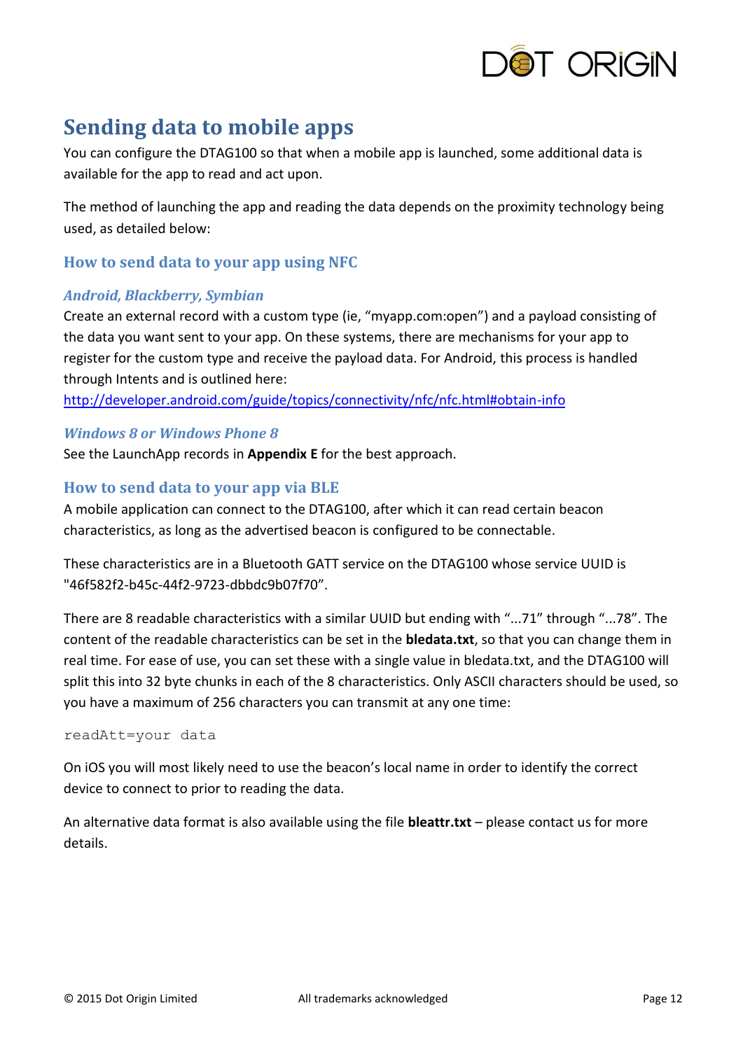# Sending data to mobile apps

You can configure the DTAG100 so that when a mobile app is launched, some additional data is available for the app to read and act upon.

The method of launching the app and reading the data depends on the proximity technology being used, as detailed below:

## How to send data to your app using NFC

### *Android, Blackberry, Symbian*

Create an external record with a custom type (ie, "myapp.com:open") and a payload consisting of the data you want sent to your app. On these systems, there are mechanisms for your app to register for the custom type and receive the payload data. For Android, this process is handled through Intents and is outlined here:
[http://developer.android.com/guide/topics/connectivity/nfc/nfc.html#obtain-info](http://developer.android.com/guide/topics/connectivity/nfc/nfc.html#obtain-info)

### *Windows 8 or Windows Phone 8*

See the LaunchApp records in **Appendix E** for the best approach.

## How to send data to your app via BLE

A mobile application can connect to the DTAG100, after which it can read certain beacon characteristics, as long as the advertised beacon is configured to be connectable.

These characteristics are in a Bluetooth GATT service on the DTAG100 whose service UUID is "46f582f2-b45c-44f2-9723-dbbdc9b07f70".

There are 8 readable characteristics with a similar UUID but ending with "...71" through "...78". The content of the readable characteristics can be set in the **bledata.txt**, so that you can change them in real time. For ease of use, you can set these with a single value in bledata.txt, and the DTAG100 will split this into 32 byte chunks in each of the 8 characteristics. Only ASCII characters should be used, so you have a maximum of 256 characters you can transmit at any one time:

```
readAtt=your data
```

On iOS you will most likely need to use the beacon's local name in order to identify the correct device to connect to prior to reading the data.

An alternative data format is also available using the file **bleattr.txt** – please contact us for more details.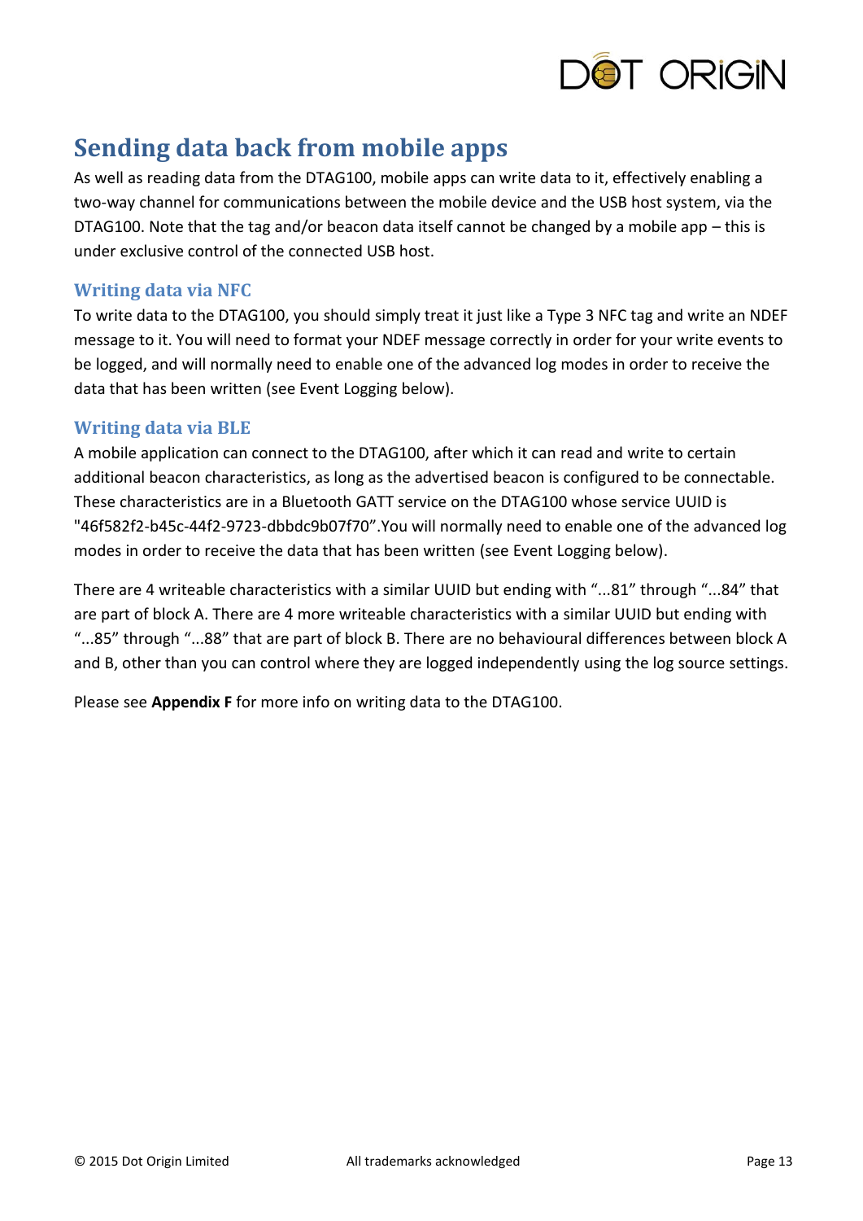## Sending data back from mobile apps

As well as reading data from the DTAG100, mobile apps can write data to it, effectively enabling a two-way channel for communications between the mobile device and the USB host system, via the DTAG100. Note that the tag and/or beacon data itself cannot be changed by a mobile app – this is under exclusive control of the connected USB host.

### Writing data via NFC

To write data to the DTAG100, you should simply treat it just like a Type 3 NFC tag and write an NDEF message to it. You will need to format your NDEF message correctly in order for your write events to be logged, and will normally need to enable one of the advanced log modes in order to receive the data that has been written (see Event Logging below).

### Writing data via BLE

A mobile application can connect to the DTAG100, after which it can read and write to certain additional beacon characteristics, as long as the advertised beacon is configured to be connectable. These characteristics are in a Bluetooth GATT service on the DTAG100 whose service UUID is "46f582f2-b45c-44f2-9723-dbbdc9b07f70".You will normally need to enable one of the advanced log modes in order to receive the data that has been written (see Event Logging below).

There are 4 writeable characteristics with a similar UUID but ending with "...81" through "...84" that are part of block A. There are 4 more writeable characteristics with a similar UUID but ending with "...85" through "...88" that are part of block B. There are no behavioural differences between block A and B, other than you can control where they are logged independently using the log source settings.

Please see **Appendix F** for more info on writing data to the DTAG100.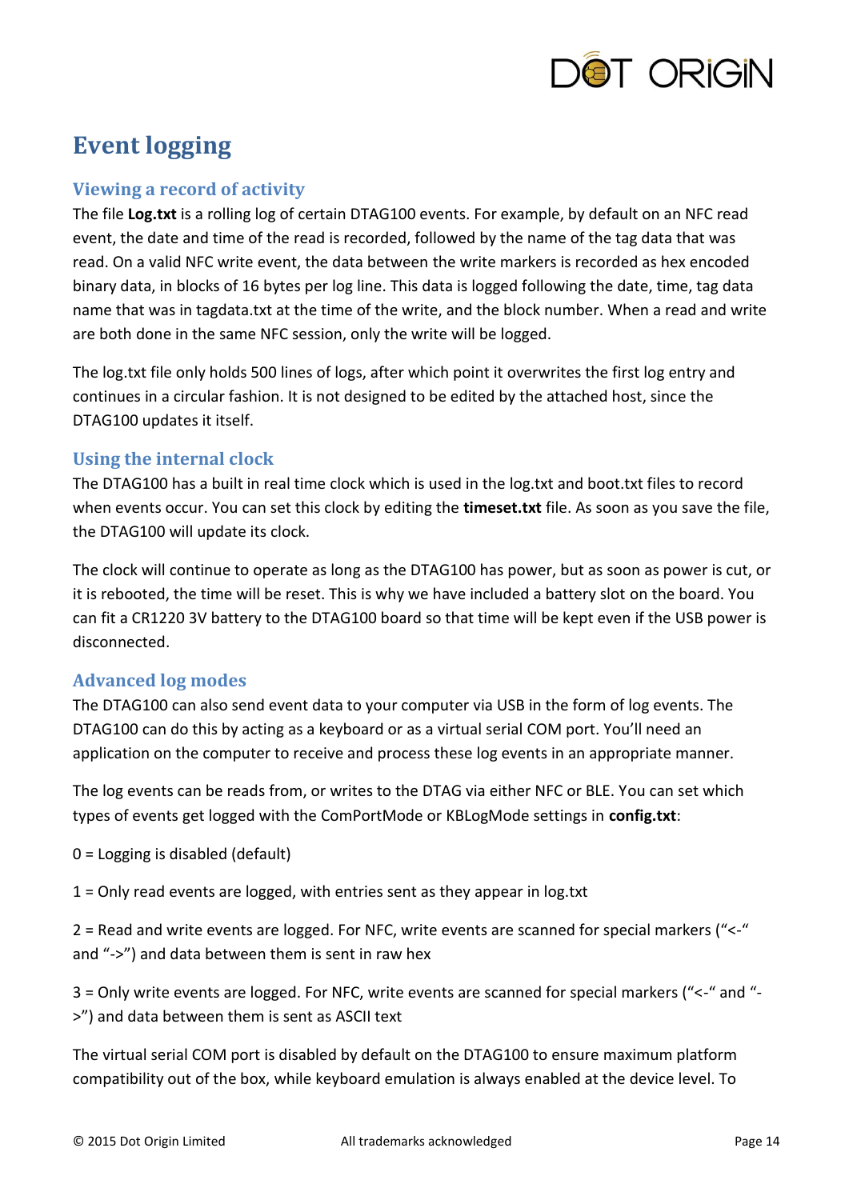# Event logging

## Viewing a record of activity

The file **Log.txt** is a rolling log of certain DTAG100 events. For example, by default on an NFC read event, the date and time of the read is recorded, followed by the name of the tag data that was read. On a valid NFC write event, the data between the write markers is recorded as hex encoded binary data, in blocks of 16 bytes per log line. This data is logged following the date, time, tag data name that was in tagdata.txt at the time of the write, and the block number. When a read and write are both done in the same NFC session, only the write will be logged.

The log.txt file only holds 500 lines of logs, after which point it overwrites the first log entry and continues in a circular fashion. It is not designed to be edited by the attached host, since the DTAG100 updates it itself.

## Using the internal clock

The DTAG100 has a built in real time clock which is used in the log.txt and boot.txt files to record when events occur. You can set this clock by editing the **timeset.txt** file. As soon as you save the file, the DTAG100 will update its clock.

The clock will continue to operate as long as the DTAG100 has power, but as soon as power is cut, or it is rebooted, the time will be reset. This is why we have included a battery slot on the board. You can fit a CR1220 3V battery to the DTAG100 board so that time will be kept even if the USB power is disconnected.

## Advanced log modes

The DTAG100 can also send event data to your computer via USB in the form of log events. The DTAG100 can do this by acting as a keyboard or as a virtual serial COM port. You'll need an application on the computer to receive and process these log events in an appropriate manner.

The log events can be reads from, or writes to the DTAG via either NFC or BLE. You can set which types of events get logged with the ComPortMode or KBLogMode settings in **config.txt**:

0 = Logging is disabled (default)

1 = Only read events are logged, with entries sent as they appear in log.txt

2 = Read and write events are logged. For NFC, write events are scanned for special markers ("<-" and "->") and data between them is sent in raw hex

3 = Only write events are logged. For NFC, write events are scanned for special markers ("<-" and "->") and data between them is sent as ASCII text

The virtual serial COM port is disabled by default on the DTAG100 to ensure maximum platform compatibility out of the box, while keyboard emulation is always enabled at the device level. To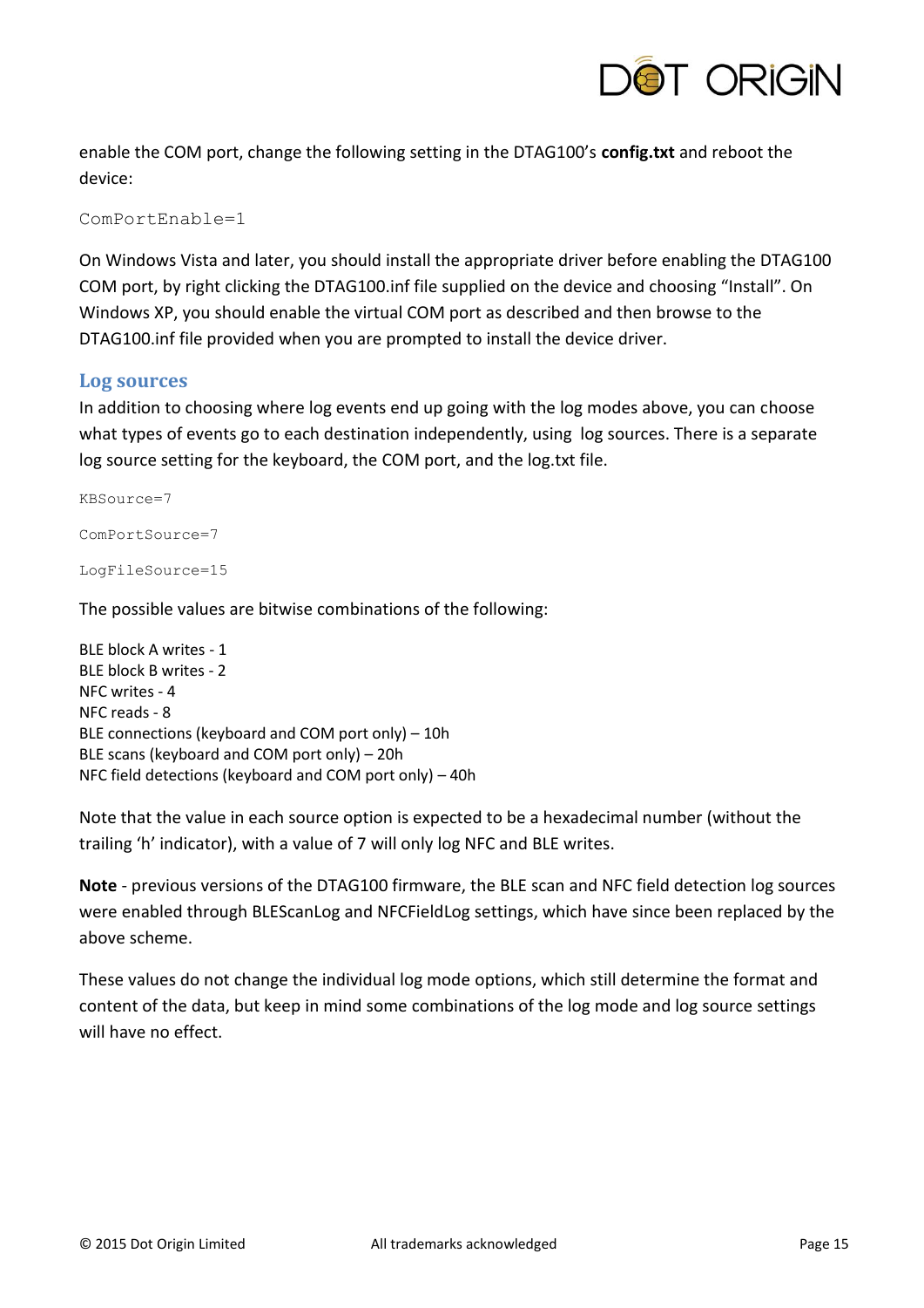enable the COM port, change the following setting in the DTAG100's **config.txt** and reboot the device:

```
ComPortEnable=1
```

On Windows Vista and later, you should install the appropriate driver before enabling the DTAG100 COM port, by right clicking the DTAG100.inf file supplied on the device and choosing "Install". On Windows XP, you should enable the virtual COM port as described and then browse to the DTAG100.inf file provided when you are prompted to install the device driver.

## Log sources

In addition to choosing where log events end up going with the log modes above, you can choose what types of events go to each destination independently, using log sources. There is a separate log source setting for the keyboard, the COM port, and the log.txt file.

```
KBSource=7

ComPortSource=7

LogFileSource=15
```

The possible values are bitwise combinations of the following:

BLE block A writes - 1
BLE block B writes - 2
NFC writes - 4
NFC reads - 8
BLE connections (keyboard and COM port only) – 10h
BLE scans (keyboard and COM port only) – 20h
NFC field detections (keyboard and COM port only) – 40h

Note that the value in each source option is expected to be a hexadecimal number (without the trailing 'h' indicator), with a value of 7 will only log NFC and BLE writes.

**Note** - previous versions of the DTAG100 firmware, the BLE scan and NFC field detection log sources were enabled through BLEScanLog and NFCFieldLog settings, which have since been replaced by the above scheme.

These values do not change the individual log mode options, which still determine the format and content of the data, but keep in mind some combinations of the log mode and log source settings will have no effect.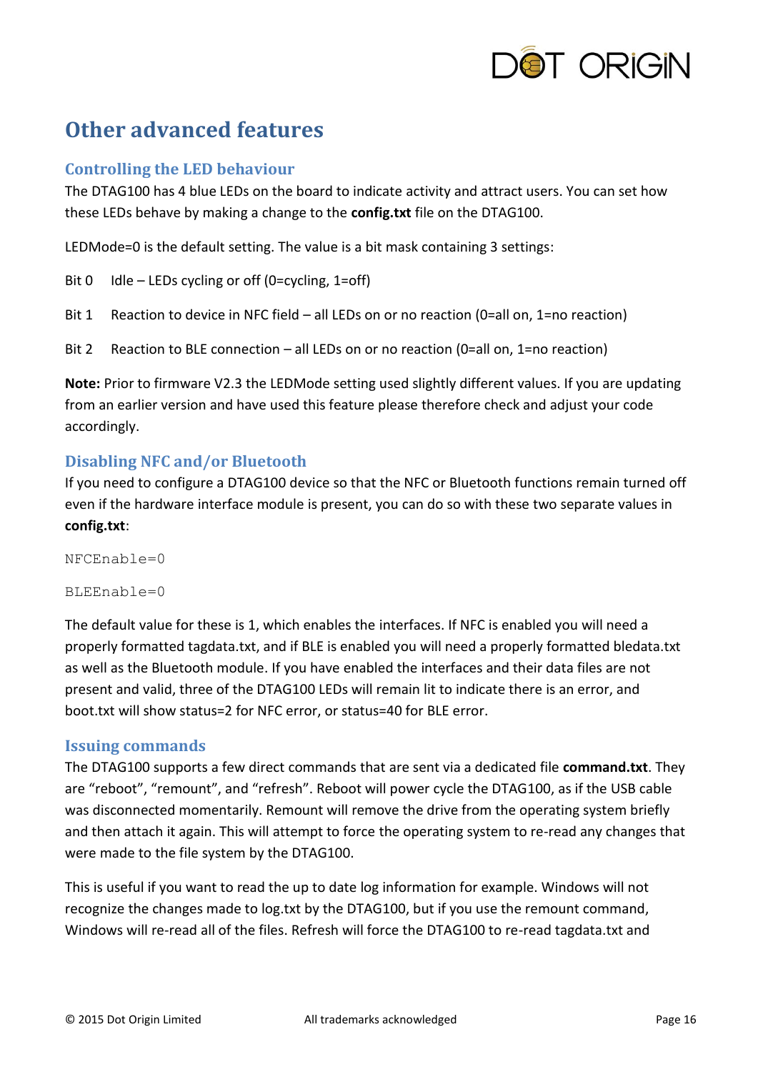# Other advanced features

## Controlling the LED behaviour

The DTAG100 has 4 blue LEDs on the board to indicate activity and attract users. You can set how these LEDs behave by making a change to the **config.txt** file on the DTAG100.

LEDMode=0 is the default setting. The value is a bit mask containing 3 settings:

Bit 0 Idle – LEDs cycling or off (0=cycling, 1=off)

Bit 1 Reaction to device in NFC field – all LEDs on or no reaction (0=all on, 1=no reaction)

Bit 2 Reaction to BLE connection – all LEDs on or no reaction (0=all on, 1=no reaction)

**Note:** Prior to firmware V2.3 the LEDMode setting used slightly different values. If you are updating from an earlier version and have used this feature please therefore check and adjust your code accordingly.

## Disabling NFC and/or Bluetooth

If you need to configure a DTAG100 device so that the NFC or Bluetooth functions remain turned off even if the hardware interface module is present, you can do so with these two separate values in **config.txt**:

```
NFCEnable=0
```

```
BLEEnable=0
```

The default value for these is 1, which enables the interfaces. If NFC is enabled you will need a properly formatted tagdata.txt, and if BLE is enabled you will need a properly formatted bledata.txt as well as the Bluetooth module. If you have enabled the interfaces and their data files are not present and valid, three of the DTAG100 LEDs will remain lit to indicate there is an error, and boot.txt will show status=2 for NFC error, or status=40 for BLE error.

## Issuing commands

The DTAG100 supports a few direct commands that are sent via a dedicated file **command.txt**. They are “reboot”, “remount”, and “refresh”. Reboot will power cycle the DTAG100, as if the USB cable was disconnected momentarily. Remount will remove the drive from the operating system briefly and then attach it again. This will attempt to force the operating system to re-read any changes that were made to the file system by the DTAG100.

This is useful if you want to read the up to date log information for example. Windows will not recognize the changes made to log.txt by the DTAG100, but if you use the remount command, Windows will re-read all of the files. Refresh will force the DTAG100 to re-read tagdata.txt and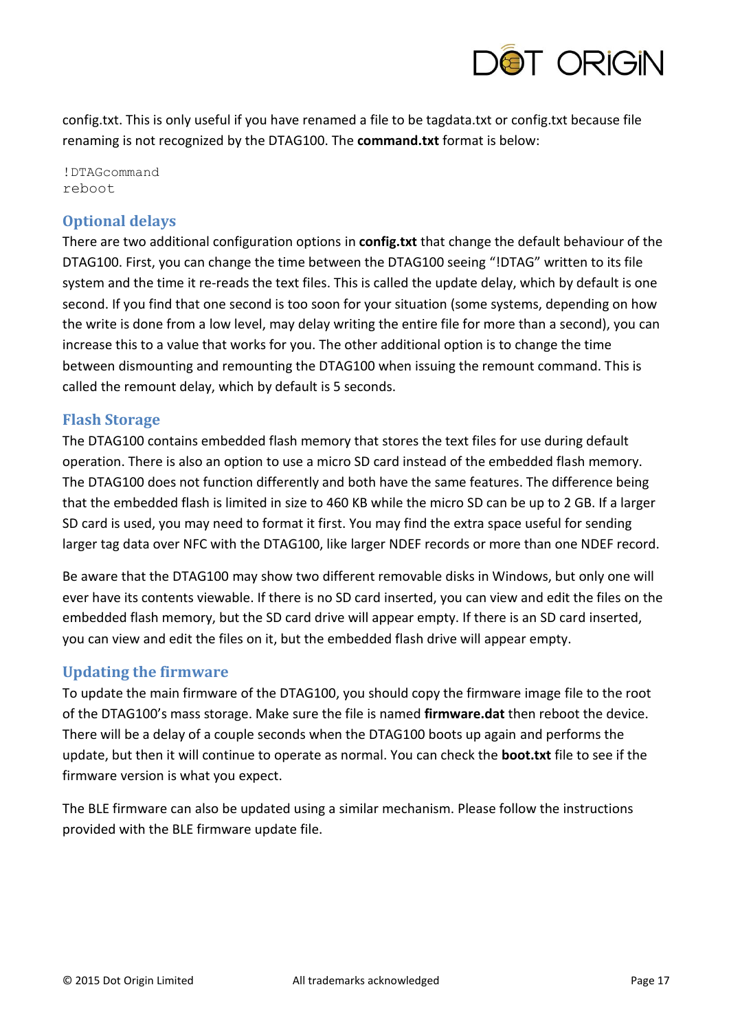config.txt. This is only useful if you have renamed a file to be tagdata.txt or config.txt because file renaming is not recognized by the DTAG100. The **command.txt** format is below:

```
!DTAGcommand
reboot
```

## Optional delays

There are two additional configuration options in **config.txt** that change the default behaviour of the DTAG100. First, you can change the time between the DTAG100 seeing "!DTAG" written to its file system and the time it re-reads the text files. This is called the update delay, which by default is one second. If you find that one second is too soon for your situation (some systems, depending on how the write is done from a low level, may delay writing the entire file for more than a second), you can increase this to a value that works for you. The other additional option is to change the time between dismounting and remounting the DTAG100 when issuing the remount command. This is called the remount delay, which by default is 5 seconds.

## Flash Storage

The DTAG100 contains embedded flash memory that stores the text files for use during default operation. There is also an option to use a micro SD card instead of the embedded flash memory. The DTAG100 does not function differently and both have the same features. The difference being that the embedded flash is limited in size to 460 KB while the micro SD can be up to 2 GB. If a larger SD card is used, you may need to format it first. You may find the extra space useful for sending larger tag data over NFC with the DTAG100, like larger NDEF records or more than one NDEF record.

Be aware that the DTAG100 may show two different removable disks in Windows, but only one will ever have its contents viewable. If there is no SD card inserted, you can view and edit the files on the embedded flash memory, but the SD card drive will appear empty. If there is an SD card inserted, you can view and edit the files on it, but the embedded flash drive will appear empty.

## Updating the firmware

To update the main firmware of the DTAG100, you should copy the firmware image file to the root of the DTAG100's mass storage. Make sure the file is named **firmware.dat** then reboot the device. There will be a delay of a couple seconds when the DTAG100 boots up again and performs the update, but then it will continue to operate as normal. You can check the **boot.txt** file to see if the firmware version is what you expect.

The BLE firmware can also be updated using a similar mechanism. Please follow the instructions provided with the BLE firmware update file.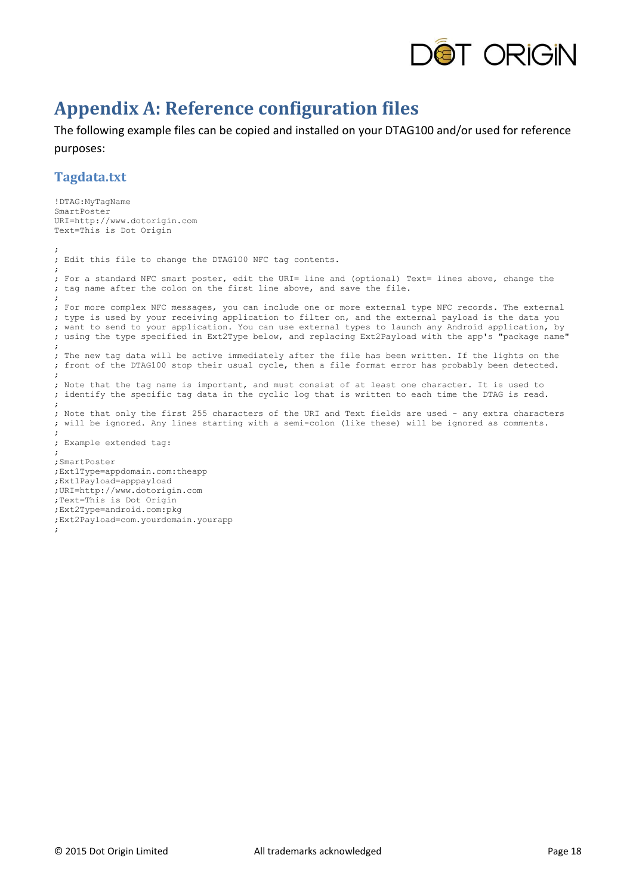# Appendix A: Reference configuration files

The following example files can be copied and installed on your DTAG100 and/or used for reference purposes:

## Tagdata.txt

```
!DTAG:MyTagName
SmartPoster
URI=http://www.dotorigin.com
Text=This is Dot Origin

;
; Edit this file to change the DTAG100 NFC tag contents.
;
; For a standard NFC smart poster, edit the URI= line and (optional) Text= lines above, change the
; tag name after the colon on the first line above, and save the file.
;
; For more complex NFC messages, you can include one or more external type NFC records. The external
; type is used by your receiving application to filter on, and the external payload is the data you
; want to send to your application. You can use external types to launch any Android application, by
; using the type specified in Ext2Type below, and replacing Ext2Payload with the app's "package name"
;
; The new tag data will be active immediately after the file has been written. If the lights on the
; front of the DTAG100 stop their usual cycle, then a file format error has probably been detected.
;
; Note that the tag name is important, and must consist of at least one character. It is used to
; identify the specific tag data in the cyclic log that is written to each time the DTAG is read.
;
; Note that only the first 255 characters of the URI and Text fields are used - any extra characters
; will be ignored. Any lines starting with a semi-colon (like these) will be ignored as comments.
;
; Example extended tag:
;
;SmartPoster
;Ext1Type=appdomain.com:theapp
;Ext1Payload=apppayload
;URI=http://www.dotorigin.com
;Text=This is Dot Origin
;Ext2Type=android.com:pkg
;Ext2Payload=com.yourdomain.yourapp
;
```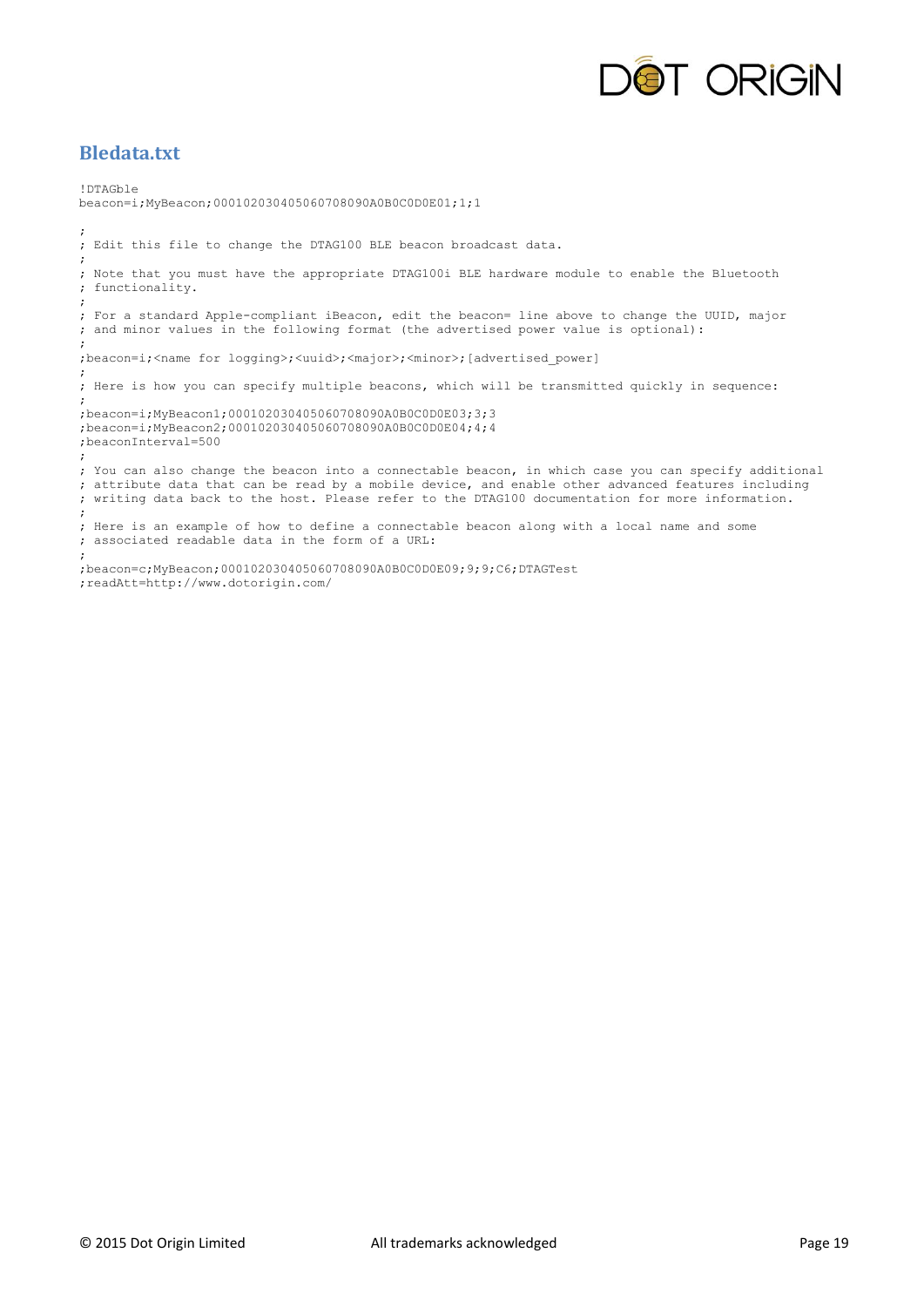## Bledata.txt

```
!DTAGble
beacon=i;MyBeacon;000102030405060708090A0B0C0D0E01;1;1

;
; Edit this file to change the DTAG100 BLE beacon broadcast data.
;
; Note that you must have the appropriate DTAG100i BLE hardware module to enable the Bluetooth
; functionality.
;
; For a standard Apple-compliant iBeacon, edit the beacon= line above to change the UUID, major
; and minor values in the following format (the advertised power value is optional):
;
;beacon=i;<name for logging>;<uuid>;<major>;<minor>;[advertised_power]
;
; Here is how you can specify multiple beacons, which will be transmitted quickly in sequence:
;
;beacon=i;MyBeacon1;000102030405060708090A0B0C0D0E03;3;3
;beacon=i;MyBeacon2;000102030405060708090A0B0C0D0E04;4;4
;beaconInterval=500
;
; You can also change the beacon into a connectable beacon, in which case you can specify additional
; attribute data that can be read by a mobile device, and enable other advanced features including
; writing data back to the host. Please refer to the DTAG100 documentation for more information.
;
; Here is an example of how to define a connectable beacon along with a local name and some
; associated readable data in the form of a URL:
;
;beacon=c;MyBeacon;000102030405060708090A0B0C0D0E09;9;9;C6;DTAGTest
;readAtt=http://www.dotorigin.com/
```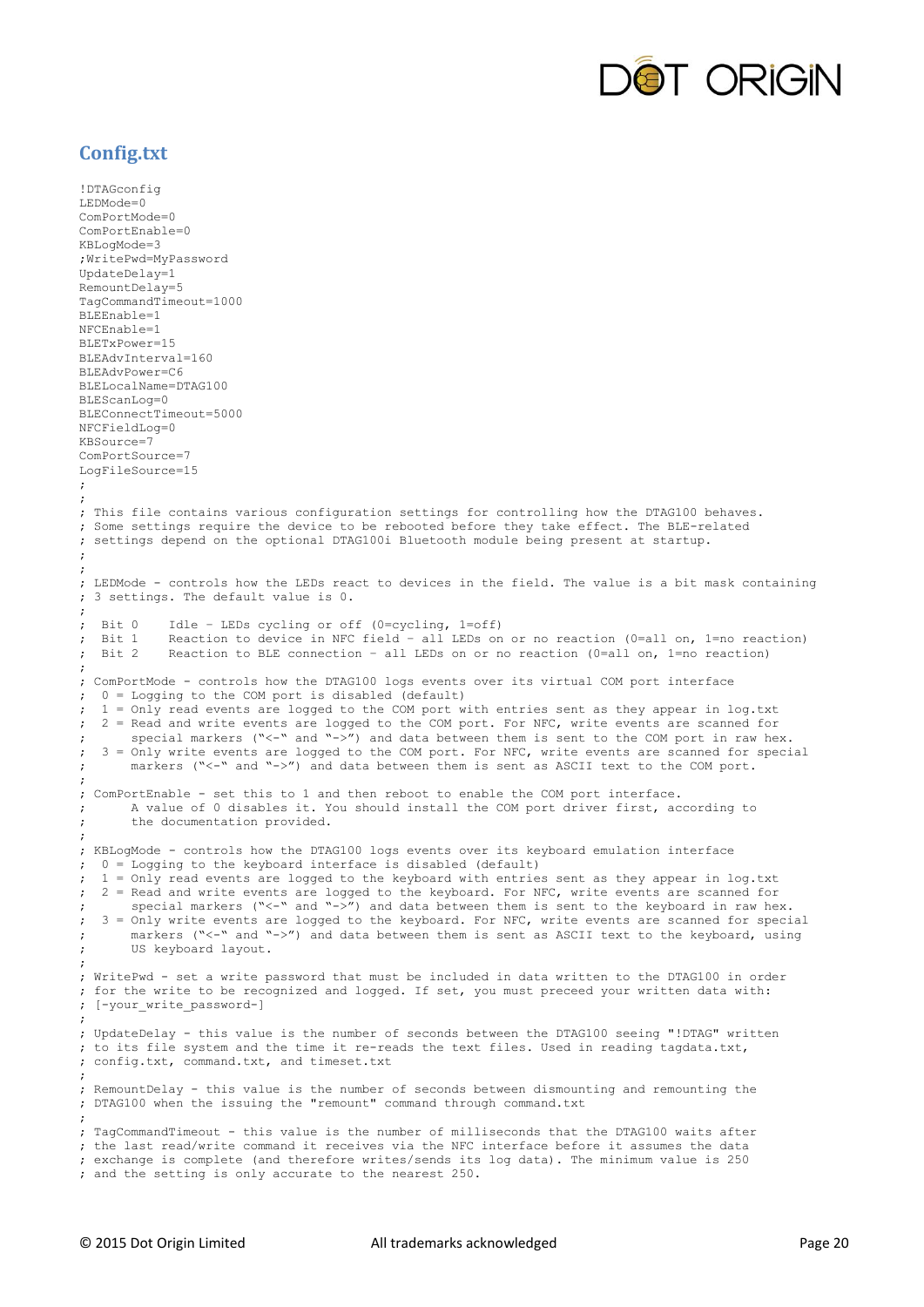## Config.txt

```
!DTAGconfig
LEDMode=0
ComPortMode=0
ComPortEnable=0
KBLogMode=3
;WritePwd=MyPassword
UpdateDelay=1
RemountDelay=5
TagCommandTimeout=1000
BLEEnable=1
NFCEnable=1
BLETxPower=15
BLEAdvInterval=160
BLEAdvPower=C6
BLELocalName=DTAG100
BLEScanLog=0
BLEConnectTimeout=5000
NFCFieldLog=0
KBSource=7
ComPortSource=7
LogFileSource=15
;
;
; This file contains various configuration settings for controlling how the DTAG100 behaves.
; Some settings require the device to be rebooted before they take effect. The BLE-related
; settings depend on the optional DTAG100i Bluetooth module being present at startup.
;
;
; LEDMode - controls how the LEDs react to devices in the field. The value is a bit mask containing
; 3 settings. The default value is 0.
;
;  Bit 0    Idle - LEDs cycling or off (0=cycling, 1=off)
;  Bit 1    Reaction to device in NFC field - all LEDs on or no reaction (0=all on, 1=no reaction)
;  Bit 2    Reaction to BLE connection - all LEDs on or no reaction (0=all on, 1=no reaction)
;
; ComPortMode - controls how the DTAG100 logs events over its virtual COM port interface
;  0 = Logging to the COM port is disabled (default)
;  1 = Only read events are logged to the COM port with entries sent as they appear in log.txt
;  2 = Read and write events are logged to the COM port. For NFC, write events are scanned for
;      special markers ("<-" and "->") and data between them is sent to the COM port in raw hex.
;  3 = Only write events are logged to the COM port. For NFC, write events are scanned for special
;      markers ("<-" and "->") and data between them is sent as ASCII text to the COM port.
;
; ComPortEnable - set this to 1 and then reboot to enable the COM port interface.
;      A value of 0 disables it. You should install the COM port driver first, according to
;      the documentation provided.
;
; KBLogMode - controls how the DTAG100 logs events over its keyboard emulation interface
;  0 = Logging to the keyboard interface is disabled (default)
;  1 = Only read events are logged to the keyboard with entries sent as they appear in log.txt
;  2 = Read and write events are logged to the keyboard. For NFC, write events are scanned for
;      special markers ("<-" and "->") and data between them is sent to the keyboard in raw hex.
;  3 = Only write events are logged to the keyboard. For NFC, write events are scanned for special
;      markers ("<-" and "->") and data between them is sent as ASCII text to the keyboard, using
;      US keyboard layout.
;
; WritePwd - set a write password that must be included in data written to the DTAG100 in order
; for the write to be recognized and logged. If set, you must preceed your written data with:
; [-your_write_password-]
;
; UpdateDelay - this value is the number of seconds between the DTAG100 seeing "!DTAG" written
; to its file system and the time it re-reads the text files. Used in reading tagdata.txt,
; config.txt, command.txt, and timeset.txt
;
; RemountDelay - this value is the number of seconds between dismounting and remounting the
; DTAG100 when the issuing the "remount" command through command.txt
;
; TagCommandTimeout - this value is the number of milliseconds that the DTAG100 waits after
; the last read/write command it receives via the NFC interface before it assumes the data
; exchange is complete (and therefore writes/sends its log data). The minimum value is 250
; and the setting is only accurate to the nearest 250.
```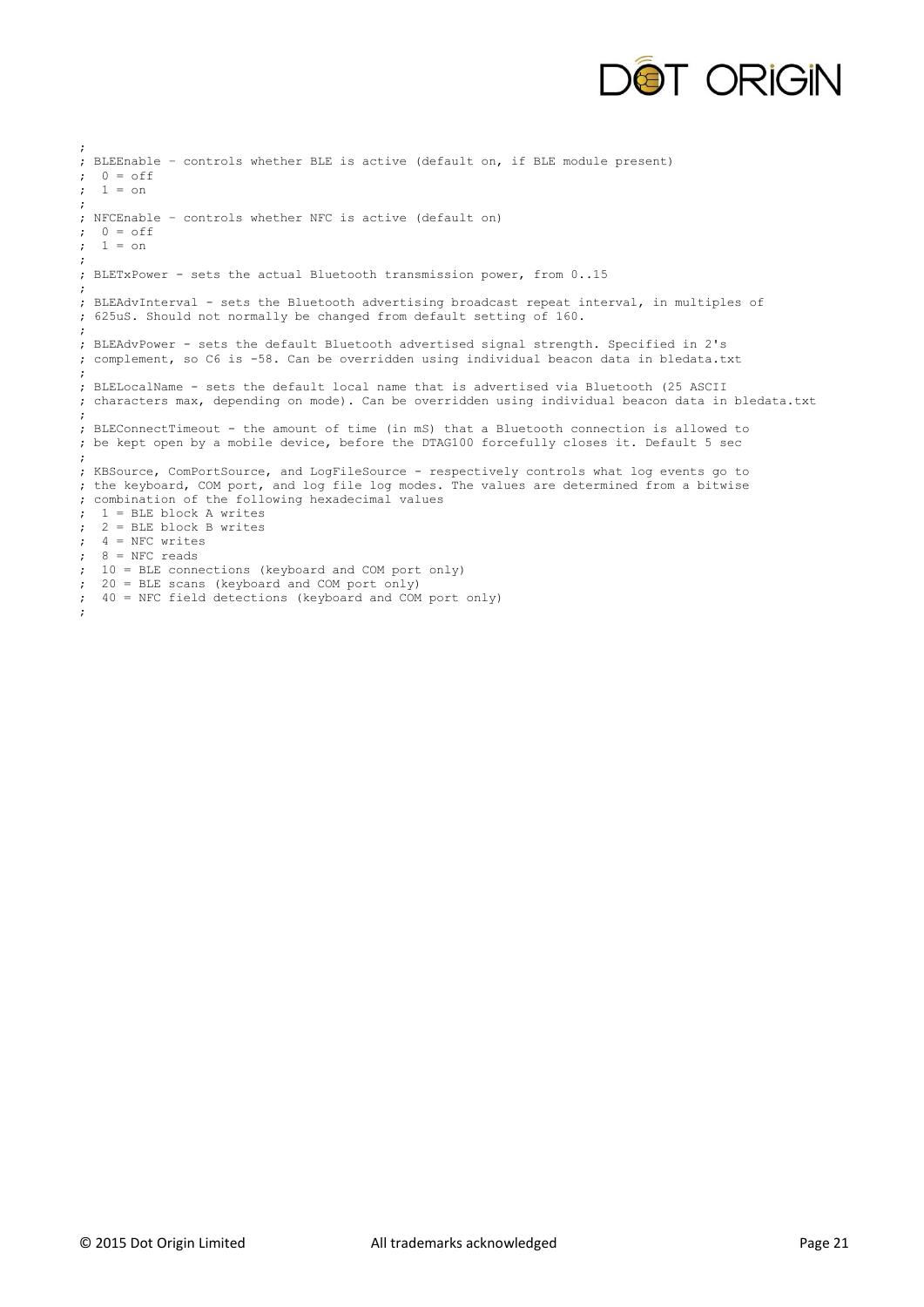```
;
; BLEEnable – controls whether BLE is active (default on, if BLE module present)
;  0 = off
;  1 = on
;
; NFCEnable – controls whether NFC is active (default on)
;  0 = off
;  1 = on
;
; BLETxPower - sets the actual Bluetooth transmission power, from 0..15
;
; BLEAdvInterval - sets the Bluetooth advertising broadcast repeat interval, in multiples of
; 625uS. Should not normally be changed from default setting of 160.
;
; BLEAdvPower - sets the default Bluetooth advertised signal strength. Specified in 2's
; complement, so C6 is -58. Can be overridden using individual beacon data in bledata.txt
;
; BLELocalName - sets the default local name that is advertised via Bluetooth (25 ASCII
; characters max, depending on mode). Can be overridden using individual beacon data in bledata.txt
;
; BLEConnectTimeout - the amount of time (in mS) that a Bluetooth connection is allowed to
; be kept open by a mobile device, before the DTAG100 forcefully closes it. Default 5 sec
;
; KBSource, ComPortSource, and LogFileSource - respectively controls what log events go to
; the keyboard, COM port, and log file log modes. The values are determined from a bitwise
; combination of the following hexadecimal values
;  1 = BLE block A writes
;  2 = BLE block B writes
;  4 = NFC writes
;  8 = NFC reads
;  10 = BLE connections (keyboard and COM port only)
;  20 = BLE scans (keyboard and COM port only)
;  40 = NFC field detections (keyboard and COM port only)
;
```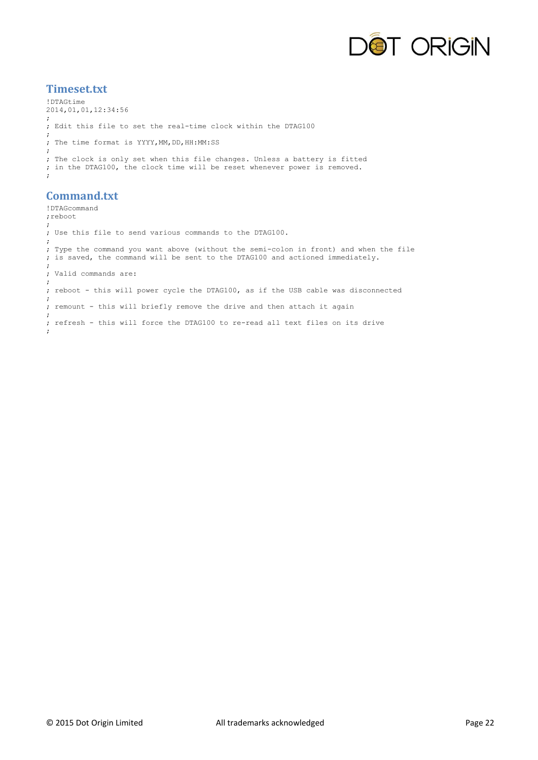## Timeset.txt

```
!DTAGtime
2014,01,01,12:34:56
;
; Edit this file to set the real-time clock within the DTAG100
;
; The time format is YYYY,MM,DD,HH:MM:SS
;
; The clock is only set when this file changes. Unless a battery is fitted
; in the DTAG100, the clock time will be reset whenever power is removed.
;
```

## Command.txt

```
!DTAGcommand
;reboot
;
; Use this file to send various commands to the DTAG100.
;
; Type the command you want above (without the semi-colon in front) and when the file
; is saved, the command will be sent to the DTAG100 and actioned immediately.
;
; Valid commands are:
;
; reboot - this will power cycle the DTAG100, as if the USB cable was disconnected
;
; remount - this will briefly remove the drive and then attach it again
;
; refresh - this will force the DTAG100 to re-read all text files on its drive
;
```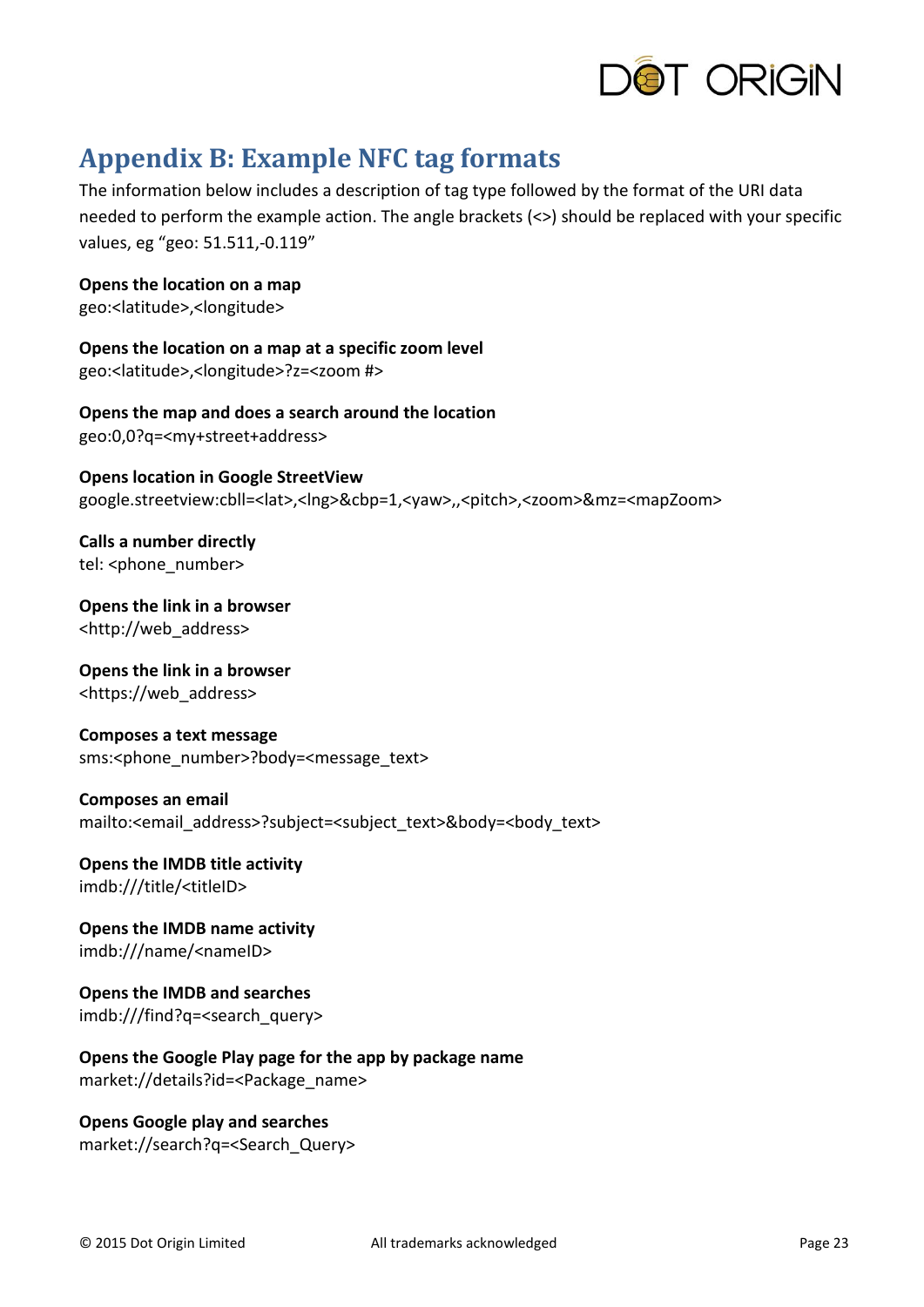# Appendix B: Example NFC tag formats

The information below includes a description of tag type followed by the format of the URI data needed to perform the example action. The angle brackets (<>) should be replaced with your specific values, eg "geo: 51.511,-0.119"

**Opens the location on a map**
geo:<latitude>,<longitude>

**Opens the location on a map at a specific zoom level**
geo:<latitude>,<longitude>?z=<zoom #>

**Opens the map and does a search around the location**
geo:0,0?q=<my+street+address>

**Opens location in Google StreetView**
google.streetview:cbll=<lat>,<lng>&cbp=1,<yaw>,,<pitch>,<zoom>&mz=<mapZoom>

**Calls a number directly**
tel: <phone_number>

**Opens the link in a browser**
<http://web_address>

**Opens the link in a browser**
<https://web_address>

**Composes a text message**
sms:<phone_number>?body=<message_text>

**Composes an email**
mailto:<email_address>?subject=<subject_text>&body=<body_text>

**Opens the IMDB title activity**
imdb:///title/<titleID>

**Opens the IMDB name activity**
imdb:///name/<nameID>

**Opens the IMDB and searches**
imdb:///find?q=<search_query>

**Opens the Google Play page for the app by package name**
market://details?id=<Package_name>

**Opens Google play and searches**
market://search?q=<Search_Query>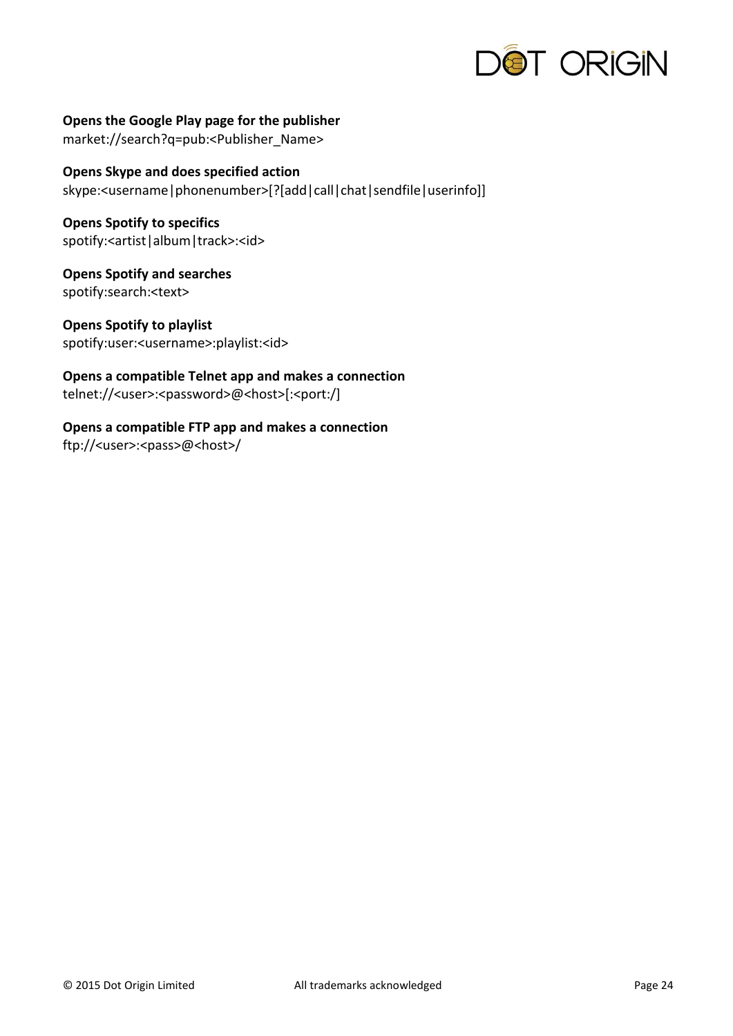**Opens the Google Play page for the publisher**
market://search?q=pub:<Publisher_Name>

**Opens Skype and does specified action**
skype:<username|phonenumber>[?[add|call|chat|sendfile|userinfo]]

**Opens Spotify to specifics**
spotify:<artist|album|track>:<id>

**Opens Spotify and searches**
spotify:search:<text>

**Opens Spotify to playlist**
spotify:user:<username>:playlist:<id>

**Opens a compatible Telnet app and makes a connection**
telnet://<user>:<password>@<host>[:<port:/]

**Opens a compatible FTP app and makes a connection**
ftp://<user>:<pass>@<host>/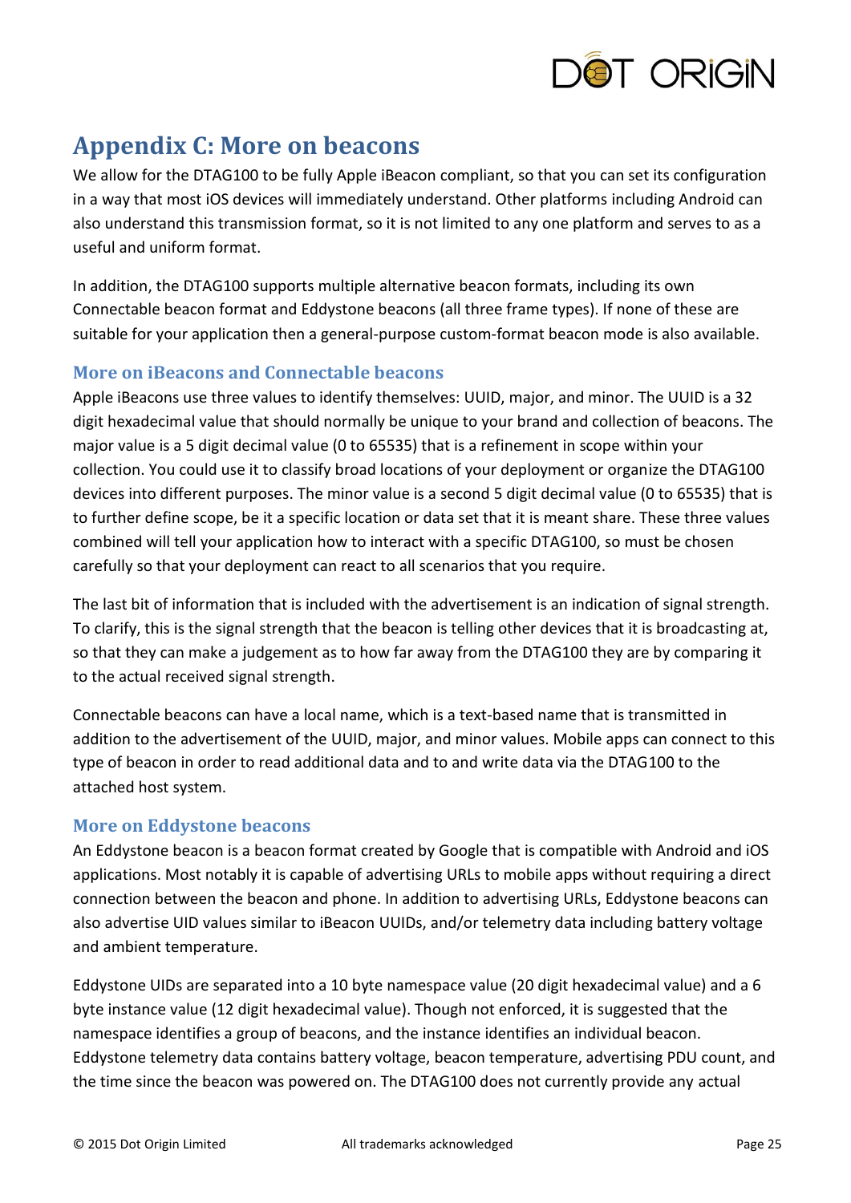# Appendix C: More on beacons

We allow for the DTAG100 to be fully Apple iBeacon compliant, so that you can set its configuration in a way that most iOS devices will immediately understand. Other platforms including Android can also understand this transmission format, so it is not limited to any one platform and serves to as a useful and uniform format.

In addition, the DTAG100 supports multiple alternative beacon formats, including its own Connectable beacon format and Eddystone beacons (all three frame types). If none of these are suitable for your application then a general-purpose custom-format beacon mode is also available.

## More on iBeacons and Connectable beacons

Apple iBeacons use three values to identify themselves: UUID, major, and minor. The UUID is a 32 digit hexadecimal value that should normally be unique to your brand and collection of beacons. The major value is a 5 digit decimal value (0 to 65535) that is a refinement in scope within your collection. You could use it to classify broad locations of your deployment or organize the DTAG100 devices into different purposes. The minor value is a second 5 digit decimal value (0 to 65535) that is to further define scope, be it a specific location or data set that it is meant share. These three values combined will tell your application how to interact with a specific DTAG100, so must be chosen carefully so that your deployment can react to all scenarios that you require.

The last bit of information that is included with the advertisement is an indication of signal strength. To clarify, this is the signal strength that the beacon is telling other devices that it is broadcasting at, so that they can make a judgement as to how far away from the DTAG100 they are by comparing it to the actual received signal strength.

Connectable beacons can have a local name, which is a text-based name that is transmitted in addition to the advertisement of the UUID, major, and minor values. Mobile apps can connect to this type of beacon in order to read additional data and to and write data via the DTAG100 to the attached host system.

## More on Eddystone beacons

An Eddystone beacon is a beacon format created by Google that is compatible with Android and iOS applications. Most notably it is capable of advertising URLs to mobile apps without requiring a direct connection between the beacon and phone. In addition to advertising URLs, Eddystone beacons can also advertise UID values similar to iBeacon UUIDs, and/or telemetry data including battery voltage and ambient temperature.

Eddystone UIDs are separated into a 10 byte namespace value (20 digit hexadecimal value) and a 6 byte instance value (12 digit hexadecimal value). Though not enforced, it is suggested that the namespace identifies a group of beacons, and the instance identifies an individual beacon. Eddystone telemetry data contains battery voltage, beacon temperature, advertising PDU count, and the time since the beacon was powered on. The DTAG100 does not currently provide any actual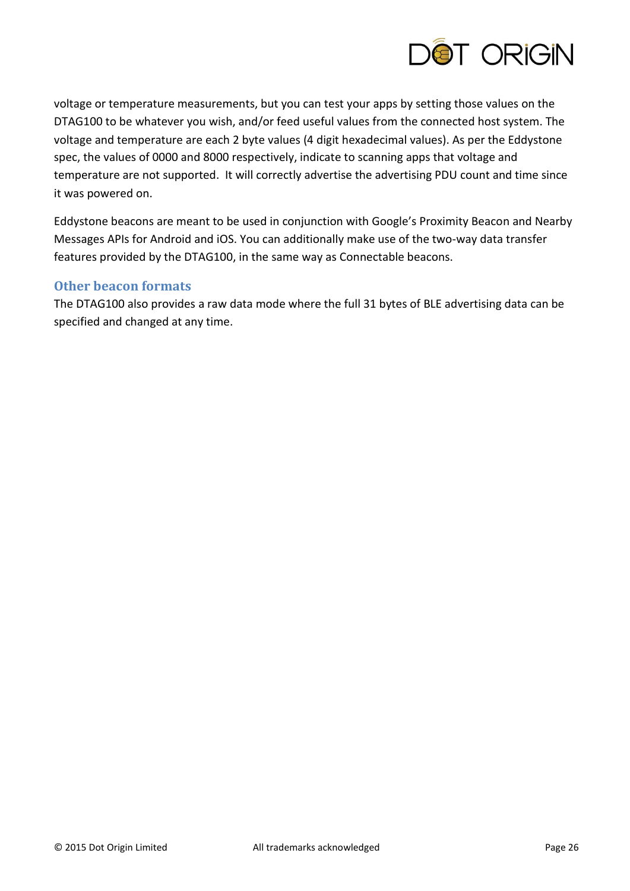voltage or temperature measurements, but you can test your apps by setting those values on the DTAG100 to be whatever you wish, and/or feed useful values from the connected host system. The voltage and temperature are each 2 byte values (4 digit hexadecimal values). As per the Eddystone spec, the values of 0000 and 8000 respectively, indicate to scanning apps that voltage and temperature are not supported. It will correctly advertise the advertising PDU count and time since it was powered on.

Eddystone beacons are meant to be used in conjunction with Google's Proximity Beacon and Nearby Messages APIs for Android and iOS. You can additionally make use of the two-way data transfer features provided by the DTAG100, in the same way as Connectable beacons.

## Other beacon formats

The DTAG100 also provides a raw data mode where the full 31 bytes of BLE advertising data can be specified and changed at any time.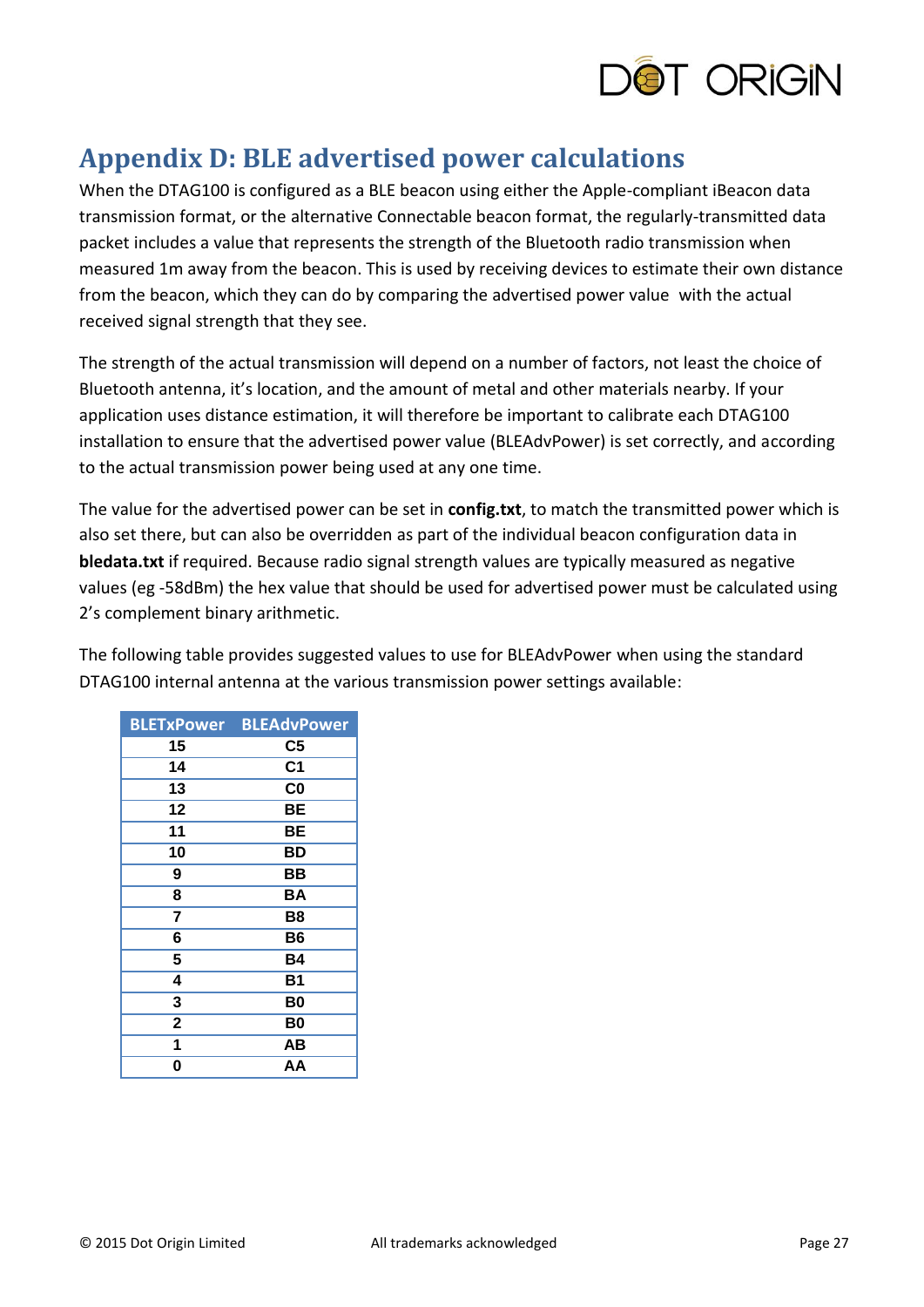# Appendix D: BLE advertised power calculations

When the DTAG100 is configured as a BLE beacon using either the Apple-compliant iBeacon data transmission format, or the alternative Connectable beacon format, the regularly-transmitted data packet includes a value that represents the strength of the Bluetooth radio transmission when measured 1m away from the beacon. This is used by receiving devices to estimate their own distance from the beacon, which they can do by comparing the advertised power value with the actual received signal strength that they see.

The strength of the actual transmission will depend on a number of factors, not least the choice of Bluetooth antenna, it's location, and the amount of metal and other materials nearby. If your application uses distance estimation, it will therefore be important to calibrate each DTAG100 installation to ensure that the advertised power value (BLEAdvPower) is set correctly, and according to the actual transmission power being used at any one time.

The value for the advertised power can be set in **config.txt**, to match the transmitted power which is also set there, but can also be overridden as part of the individual beacon configuration data in **bledata.txt** if required. Because radio signal strength values are typically measured as negative values (eg -58dBm) the hex value that should be used for advertised power must be calculated using 2's complement binary arithmetic.

The following table provides suggested values to use for BLEAdvPower when using the standard DTAG100 internal antenna at the various transmission power settings available:

| BLETxPower | BLEAdvPower |
|---|---|
| 15 | C5 |
| 14 | C1 |
| 13 | C0 |
| 12 | BE |
| 11 | BE |
| 10 | BD |
| 9 | BB |
| 8 | BA |
| 7 | B8 |
| 6 | B6 |
| 5 | B4 |
| 4 | B1 |
| 3 | B0 |
| 2 | B0 |
| 1 | AB |
| 0 | AA |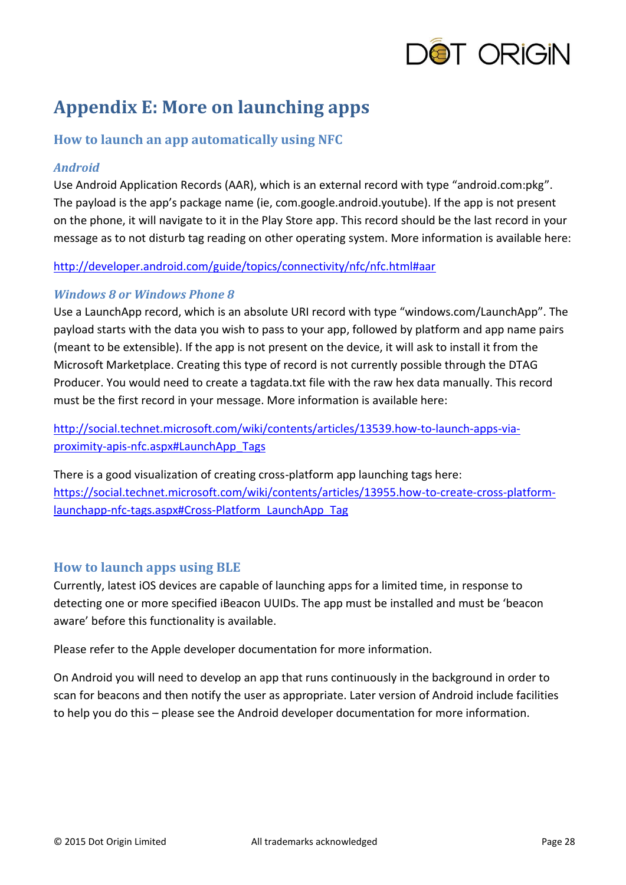# Appendix E: More on launching apps

## How to launch an app automatically using NFC

### *Android*

Use Android Application Records (AAR), which is an external record with type "android.com:pkg". The payload is the app's package name (ie, com.google.android.youtube). If the app is not present on the phone, it will navigate to it in the Play Store app. This record should be the last record in your message as to not disturb tag reading on other operating system. More information is available here:

[http://developer.android.com/guide/topics/connectivity/nfc/nfc.html#aar](http://developer.android.com/guide/topics/connectivity/nfc/nfc.html#aar)

### *Windows 8 or Windows Phone 8*

Use a LaunchApp record, which is an absolute URI record with type "windows.com/LaunchApp". The payload starts with the data you wish to pass to your app, followed by platform and app name pairs (meant to be extensible). If the app is not present on the device, it will ask to install it from the Microsoft Marketplace. Creating this type of record is not currently possible through the DTAG Producer. You would need to create a tagdata.txt file with the raw hex data manually. This record must be the first record in your message. More information is available here:

[http://social.technet.microsoft.com/wiki/contents/articles/13539.how-to-launch-apps-via-proximity-apis-nfc.aspx#LaunchApp_Tags](http://social.technet.microsoft.com/wiki/contents/articles/13539.how-to-launch-apps-via-proximity-apis-nfc.aspx#LaunchApp_Tags)

There is a good visualization of creating cross-platform app launching tags here:
[https://social.technet.microsoft.com/wiki/contents/articles/13955.how-to-create-cross-platform-launchapp-nfc-tags.aspx#Cross-Platform_LaunchApp_Tag](https://social.technet.microsoft.com/wiki/contents/articles/13955.how-to-create-cross-platform-launchapp-nfc-tags.aspx#Cross-Platform_LaunchApp_Tag)

## How to launch apps using BLE

Currently, latest iOS devices are capable of launching apps for a limited time, in response to detecting one or more specified iBeacon UUIDs. The app must be installed and must be 'beacon aware' before this functionality is available.

Please refer to the Apple developer documentation for more information.

On Android you will need to develop an app that runs continuously in the background in order to scan for beacons and then notify the user as appropriate. Later version of Android include facilities to help you do this – please see the Android developer documentation for more information.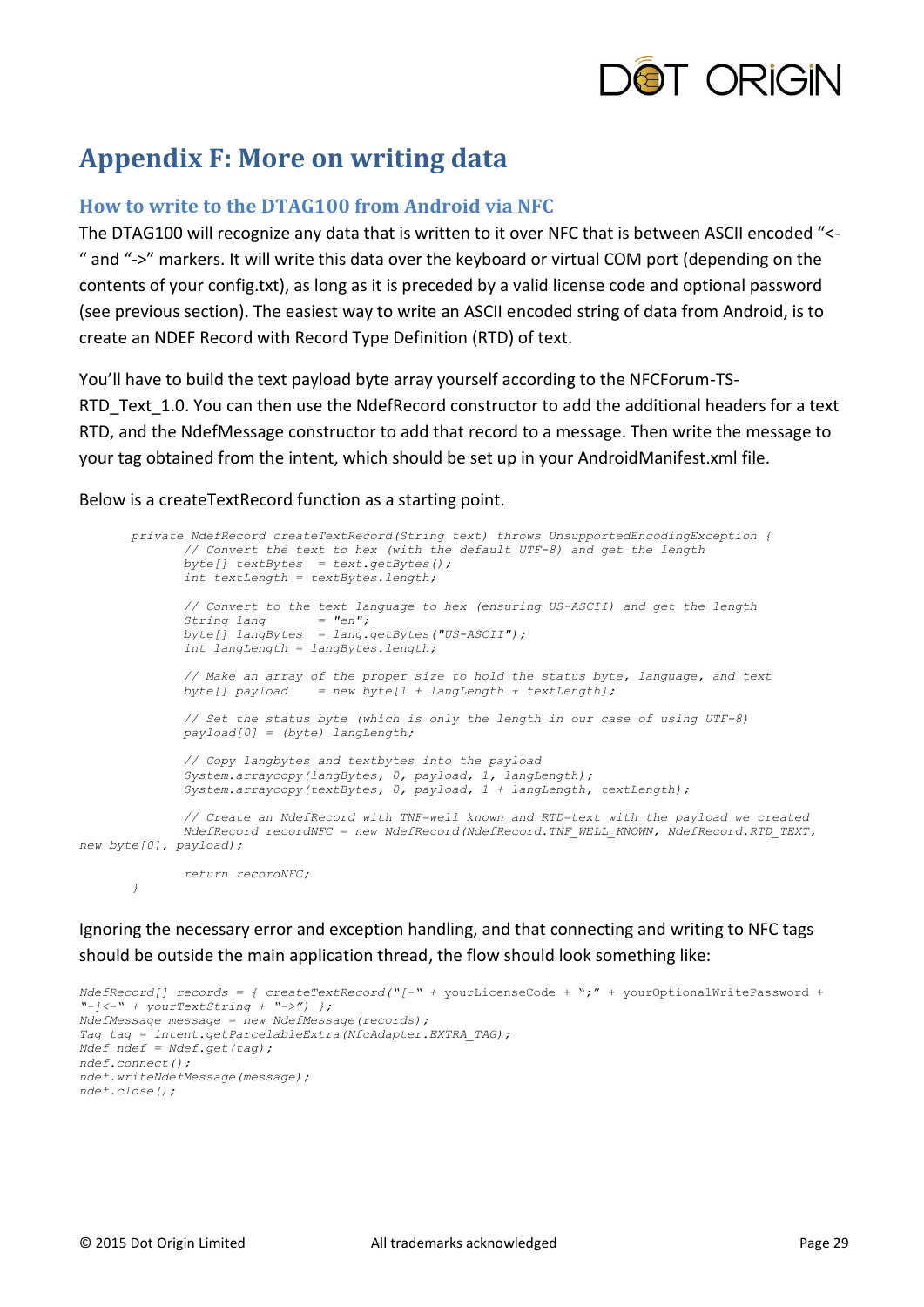# Appendix F: More on writing data

## How to write to the DTAG100 from Android via NFC

The DTAG100 will recognize any data that is written to it over NFC that is between ASCII encoded "<-" and "->" markers. It will write this data over the keyboard or virtual COM port (depending on the contents of your config.txt), as long as it is preceded by a valid license code and optional password (see previous section). The easiest way to write an ASCII encoded string of data from Android, is to create an NDEF Record with Record Type Definition (RTD) of text.

You'll have to build the text payload byte array yourself according to the NFCForum-TS-RTD_Text_1.0. You can then use the NdefRecord constructor to add the additional headers for a text RTD, and the NdefMessage constructor to add that record to a message. Then write the message to your tag obtained from the intent, which should be set up in your AndroidManifest.xml file.

Below is a createTextRecord function as a starting point.

```
	private NdefRecord createTextRecord(String text) throws UnsupportedEncodingException {
		// Convert the text to hex (with the default UTF-8) and get the length
		byte[] textBytes  = text.getBytes();
		int textLength = textBytes.length;

		// Convert to the text language to hex (ensuring US-ASCII) and get the length
		String lang       = "en";
		byte[] langBytes  = lang.getBytes("US-ASCII");
		int langLength = langBytes.length;

		// Make an array of the proper size to hold the status byte, language, and text
		byte[] payload    = new byte[1 + langLength + textLength];

		// Set the status byte (which is only the length in our case of using UTF-8)
		payload[0] = (byte) langLength;

		// Copy langbytes and textbytes into the payload
		System.arraycopy(langBytes, 0, payload, 1, langLength);
		System.arraycopy(textBytes, 0, payload, 1 + langLength, textLength);

		// Create an NdefRecord with TNF=well known and RTD=text with the payload we created
		NdefRecord recordNFC = new NdefRecord(NdefRecord.TNF_WELL_KNOWN, NdefRecord.RTD_TEXT, 
new byte[0], payload);

		return recordNFC;
	}
```

Ignoring the necessary error and exception handling, and that connecting and writing to NFC tags should be outside the main application thread, the flow should look something like:

```
NdefRecord[] records = { createTextRecord("[-" + yourLicenseCode + ";" + yourOptionalWritePassword + 
"-]<-" + yourTextString + "->") };
NdefMessage message = new NdefMessage(records);
Tag tag = intent.getParcelableExtra(NfcAdapter.EXTRA_TAG);
Ndef ndef = Ndef.get(tag);
ndef.connect();
ndef.writeNdefMessage(message);
ndef.close();
```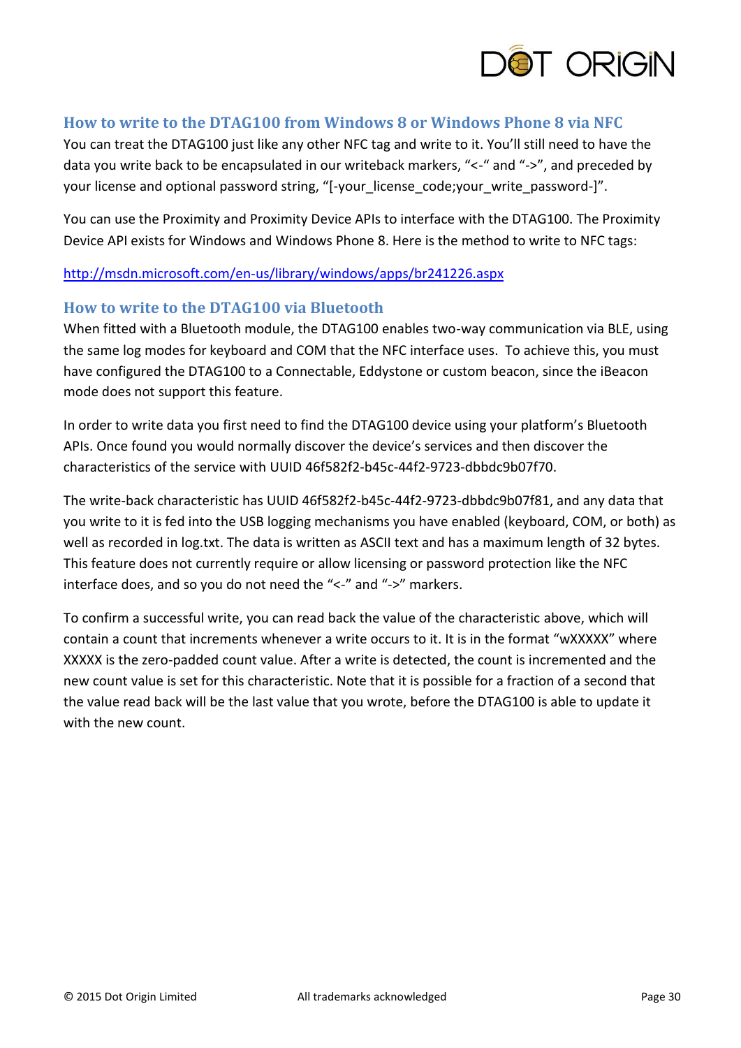## How to write to the DTAG100 from Windows 8 or Windows Phone 8 via NFC

You can treat the DTAG100 just like any other NFC tag and write to it. You'll still need to have the data you write back to be encapsulated in our writeback markers, "<-" and "->", and preceded by your license and optional password string, "[-your_license_code;your_write_password-]".

You can use the Proximity and Proximity Device APIs to interface with the DTAG100. The Proximity Device API exists for Windows and Windows Phone 8. Here is the method to write to NFC tags:

http://msdn.microsoft.com/en-us/library/windows/apps/br241226.aspx

## How to write to the DTAG100 via Bluetooth

When fitted with a Bluetooth module, the DTAG100 enables two-way communication via BLE, using the same log modes for keyboard and COM that the NFC interface uses. To achieve this, you must have configured the DTAG100 to a Connectable, Eddystone or custom beacon, since the iBeacon mode does not support this feature.

In order to write data you first need to find the DTAG100 device using your platform's Bluetooth APIs. Once found you would normally discover the device's services and then discover the characteristics of the service with UUID 46f582f2-b45c-44f2-9723-dbbdc9b07f70.

The write-back characteristic has UUID 46f582f2-b45c-44f2-9723-dbbdc9b07f81, and any data that you write to it is fed into the USB logging mechanisms you have enabled (keyboard, COM, or both) as well as recorded in log.txt. The data is written as ASCII text and has a maximum length of 32 bytes. This feature does not currently require or allow licensing or password protection like the NFC interface does, and so you do not need the "<-" and "->" markers.

To confirm a successful write, you can read back the value of the characteristic above, which will contain a count that increments whenever a write occurs to it. It is in the format "wXXXXX" where XXXXX is the zero-padded count value. After a write is detected, the count is incremented and the new count value is set for this characteristic. Note that it is possible for a fraction of a second that the value read back will be the last value that you wrote, before the DTAG100 is able to update it with the new count.